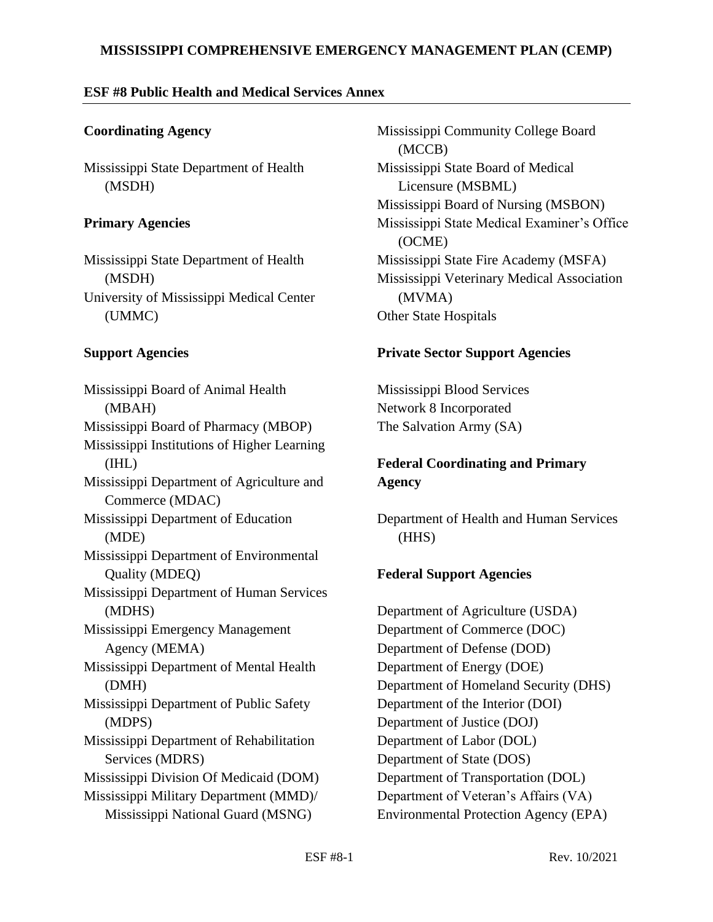# MISSISSIPPI COMPREHENSIVE EMERGENCY MANAGEMENT PLAN (CEMP)

## ESF #8 Public Health and Medical Services Annex

### Coordinating Agency

Mississippi State Department of Health (MSDH)

### Primary Agencies

Mississippi State Department of Health (MSDH)
University of Mississippi Medical Center (UMMC)

### Support Agencies

Mississippi Board of Animal Health (MBAH)
Mississippi Board of Pharmacy (MBOP)
Mississippi Institutions of Higher Learning (IHL)
Mississippi Department of Agriculture and Commerce (MDAC)
Mississippi Department of Education (MDE)
Mississippi Department of Environmental Quality (MDEQ)
Mississippi Department of Human Services (MDHS)
Mississippi Emergency Management Agency (MEMA)
Mississippi Department of Mental Health (DMH)
Mississippi Department of Public Safety (MDPS)
Mississippi Department of Rehabilitation Services (MDRS)
Mississippi Division Of Medicaid (DOM)
Mississippi Military Department (MMD)/ Mississippi National Guard (MSNG)
Mississippi Community College Board (MCCB)
Mississippi State Board of Medical Licensure (MSBML)
Mississippi Board of Nursing (MSBON)
Mississippi State Medical Examiner's Office (OCME)
Mississippi State Fire Academy (MSFA)
Mississippi Veterinary Medical Association (MVMA)
Other State Hospitals

### Private Sector Support Agencies

Mississippi Blood Services
Network 8 Incorporated
The Salvation Army (SA)

### Federal Coordinating and Primary Agency

Department of Health and Human Services (HHS)

### Federal Support Agencies

Department of Agriculture (USDA)
Department of Commerce (DOC)
Department of Defense (DOD)
Department of Energy (DOE)
Department of Homeland Security (DHS)
Department of the Interior (DOI)
Department of Justice (DOJ)
Department of Labor (DOL)
Department of State (DOS)
Department of Transportation (DOL)
Department of Veteran's Affairs (VA)
Environmental Protection Agency (EPA)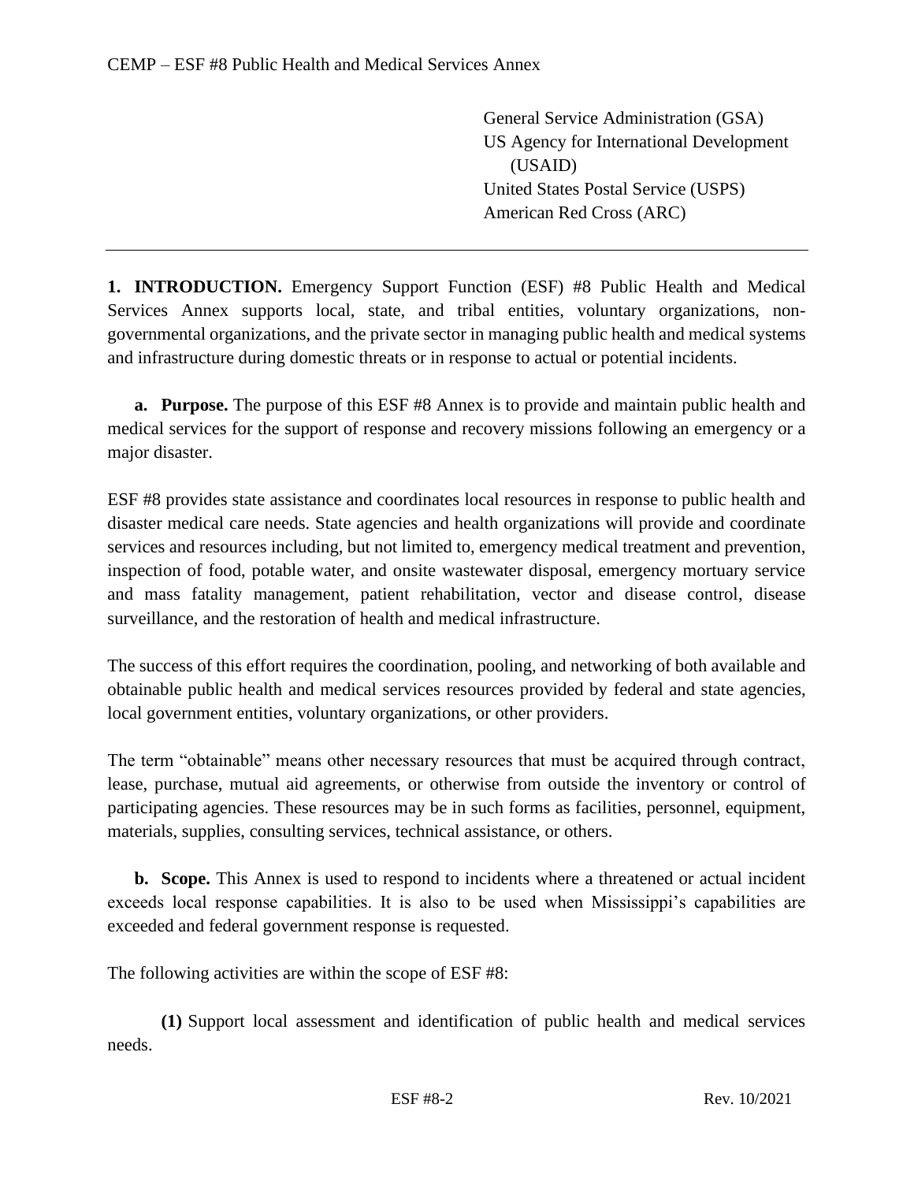General Service Administration (GSA)
US Agency for International Development (USAID)
United States Postal Service (USPS)
American Red Cross (ARC)

---

**1. INTRODUCTION.** Emergency Support Function (ESF) #8 Public Health and Medical Services Annex supports local, state, and tribal entities, voluntary organizations, non-governmental organizations, and the private sector in managing public health and medical systems and infrastructure during domestic threats or in response to actual or potential incidents.

**a. Purpose.** The purpose of this ESF #8 Annex is to provide and maintain public health and medical services for the support of response and recovery missions following an emergency or a major disaster.

ESF #8 provides state assistance and coordinates local resources in response to public health and disaster medical care needs. State agencies and health organizations will provide and coordinate services and resources including, but not limited to, emergency medical treatment and prevention, inspection of food, potable water, and onsite wastewater disposal, emergency mortuary service and mass fatality management, patient rehabilitation, vector and disease control, disease surveillance, and the restoration of health and medical infrastructure.

The success of this effort requires the coordination, pooling, and networking of both available and obtainable public health and medical services resources provided by federal and state agencies, local government entities, voluntary organizations, or other providers.

The term "obtainable" means other necessary resources that must be acquired through contract, lease, purchase, mutual aid agreements, or otherwise from outside the inventory or control of participating agencies. These resources may be in such forms as facilities, personnel, equipment, materials, supplies, consulting services, technical assistance, or others.

**b. Scope.** This Annex is used to respond to incidents where a threatened or actual incident exceeds local response capabilities. It is also to be used when Mississippi's capabilities are exceeded and federal government response is requested.

The following activities are within the scope of ESF #8:

**(1)** Support local assessment and identification of public health and medical services needs.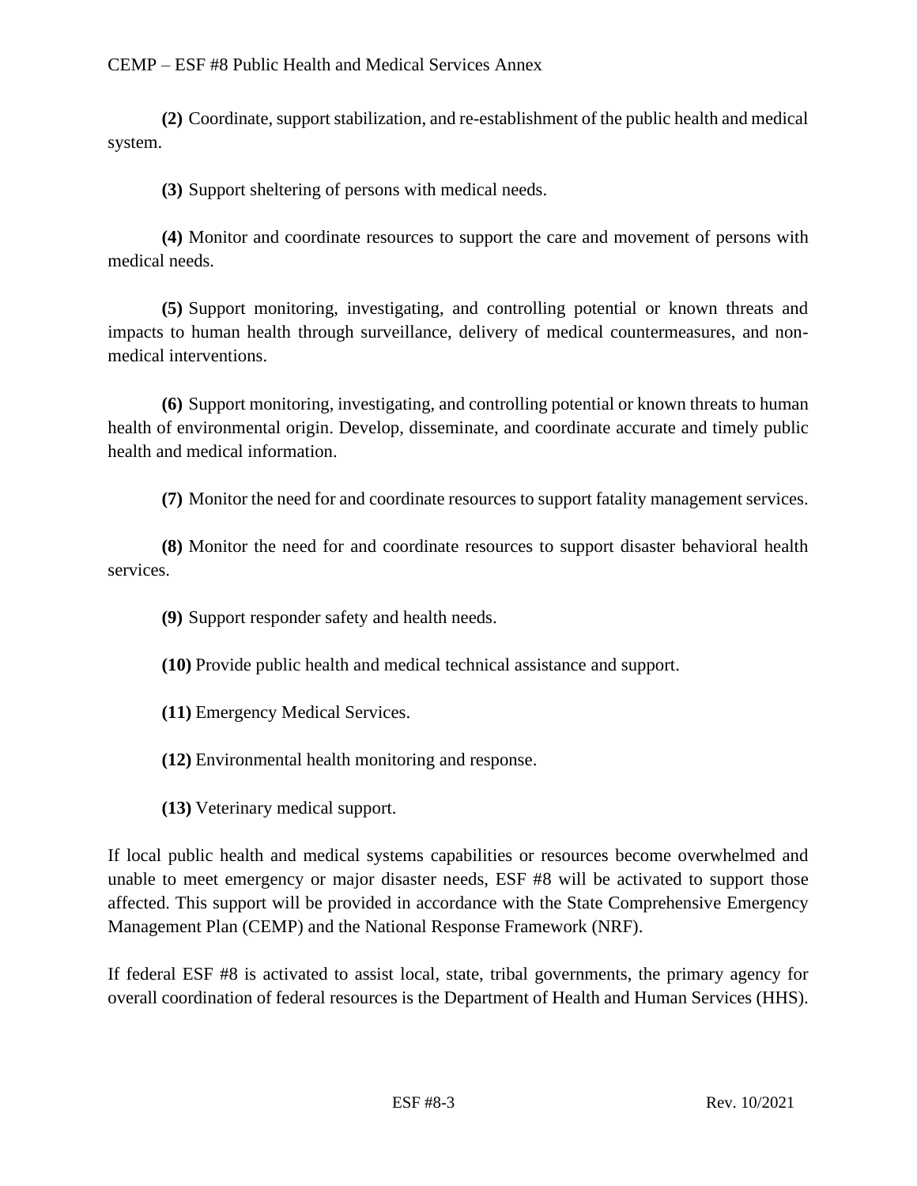**(2)** Coordinate, support stabilization, and re-establishment of the public health and medical system.

**(3)** Support sheltering of persons with medical needs.

**(4)** Monitor and coordinate resources to support the care and movement of persons with medical needs.

**(5)** Support monitoring, investigating, and controlling potential or known threats and impacts to human health through surveillance, delivery of medical countermeasures, and non-medical interventions.

**(6)** Support monitoring, investigating, and controlling potential or known threats to human health of environmental origin. Develop, disseminate, and coordinate accurate and timely public health and medical information.

**(7)** Monitor the need for and coordinate resources to support fatality management services.

**(8)** Monitor the need for and coordinate resources to support disaster behavioral health services.

**(9)** Support responder safety and health needs.

**(10)** Provide public health and medical technical assistance and support.

**(11)** Emergency Medical Services.

**(12)** Environmental health monitoring and response.

**(13)** Veterinary medical support.

If local public health and medical systems capabilities or resources become overwhelmed and unable to meet emergency or major disaster needs, ESF #8 will be activated to support those affected. This support will be provided in accordance with the State Comprehensive Emergency Management Plan (CEMP) and the National Response Framework (NRF).

If federal ESF #8 is activated to assist local, state, tribal governments, the primary agency for overall coordination of federal resources is the Department of Health and Human Services (HHS).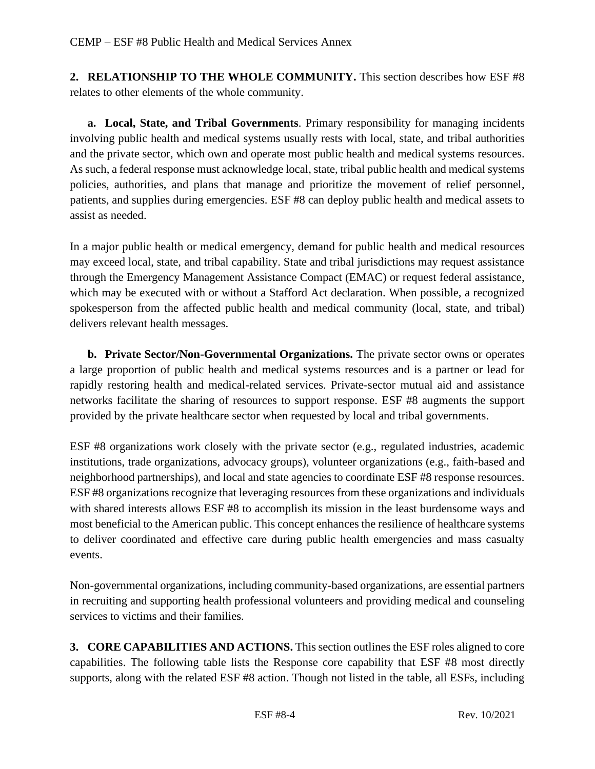**2. RELATIONSHIP TO THE WHOLE COMMUNITY.** This section describes how ESF #8 relates to other elements of the whole community.

**a. Local, State, and Tribal Governments**. Primary responsibility for managing incidents involving public health and medical systems usually rests with local, state, and tribal authorities and the private sector, which own and operate most public health and medical systems resources. As such, a federal response must acknowledge local, state, tribal public health and medical systems policies, authorities, and plans that manage and prioritize the movement of relief personnel, patients, and supplies during emergencies. ESF #8 can deploy public health and medical assets to assist as needed.

In a major public health or medical emergency, demand for public health and medical resources may exceed local, state, and tribal capability. State and tribal jurisdictions may request assistance through the Emergency Management Assistance Compact (EMAC) or request federal assistance, which may be executed with or without a Stafford Act declaration. When possible, a recognized spokesperson from the affected public health and medical community (local, state, and tribal) delivers relevant health messages.

**b. Private Sector/Non-Governmental Organizations.** The private sector owns or operates a large proportion of public health and medical systems resources and is a partner or lead for rapidly restoring health and medical-related services. Private-sector mutual aid and assistance networks facilitate the sharing of resources to support response. ESF #8 augments the support provided by the private healthcare sector when requested by local and tribal governments.

ESF #8 organizations work closely with the private sector (e.g., regulated industries, academic institutions, trade organizations, advocacy groups), volunteer organizations (e.g., faith-based and neighborhood partnerships), and local and state agencies to coordinate ESF #8 response resources. ESF #8 organizations recognize that leveraging resources from these organizations and individuals with shared interests allows ESF #8 to accomplish its mission in the least burdensome ways and most beneficial to the American public. This concept enhances the resilience of healthcare systems to deliver coordinated and effective care during public health emergencies and mass casualty events.

Non-governmental organizations, including community-based organizations, are essential partners in recruiting and supporting health professional volunteers and providing medical and counseling services to victims and their families.

**3. CORE CAPABILITIES AND ACTIONS.** This section outlines the ESF roles aligned to core capabilities. The following table lists the Response core capability that ESF #8 most directly supports, along with the related ESF #8 action. Though not listed in the table, all ESFs, including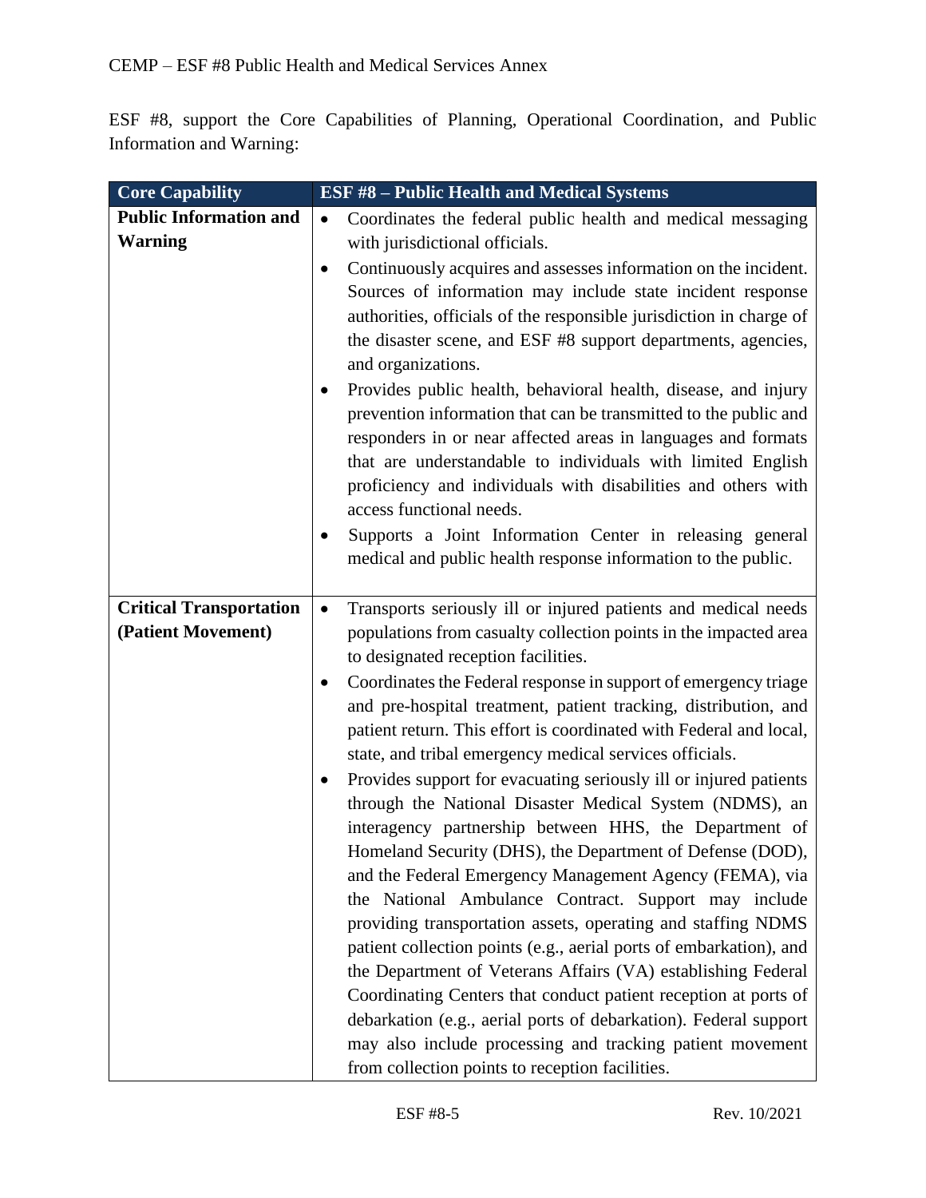ESF #8, support the Core Capabilities of Planning, Operational Coordination, and Public Information and Warning:

| Core Capability | ESF #8 – Public Health and Medical Systems |
|---|---|
| **Public Information and Warning** | • Coordinates the federal public health and medical messaging with jurisdictional officials.<br>• Continuously acquires and assesses information on the incident. Sources of information may include state incident response authorities, officials of the responsible jurisdiction in charge of the disaster scene, and ESF #8 support departments, agencies, and organizations.<br>• Provides public health, behavioral health, disease, and injury prevention information that can be transmitted to the public and responders in or near affected areas in languages and formats that are understandable to individuals with limited English proficiency and individuals with disabilities and others with access functional needs.<br>• Supports a Joint Information Center in releasing general medical and public health response information to the public. |
| **Critical Transportation (Patient Movement)** | • Transports seriously ill or injured patients and medical needs populations from casualty collection points in the impacted area to designated reception facilities.<br>• Coordinates the Federal response in support of emergency triage and pre-hospital treatment, patient tracking, distribution, and patient return. This effort is coordinated with Federal and local, state, and tribal emergency medical services officials.<br>• Provides support for evacuating seriously ill or injured patients through the National Disaster Medical System (NDMS), an interagency partnership between HHS, the Department of Homeland Security (DHS), the Department of Defense (DOD), and the Federal Emergency Management Agency (FEMA), via the National Ambulance Contract. Support may include providing transportation assets, operating and staffing NDMS patient collection points (e.g., aerial ports of embarkation), and the Department of Veterans Affairs (VA) establishing Federal Coordinating Centers that conduct patient reception at ports of debarkation (e.g., aerial ports of debarkation). Federal support may also include processing and tracking patient movement from collection points to reception facilities. |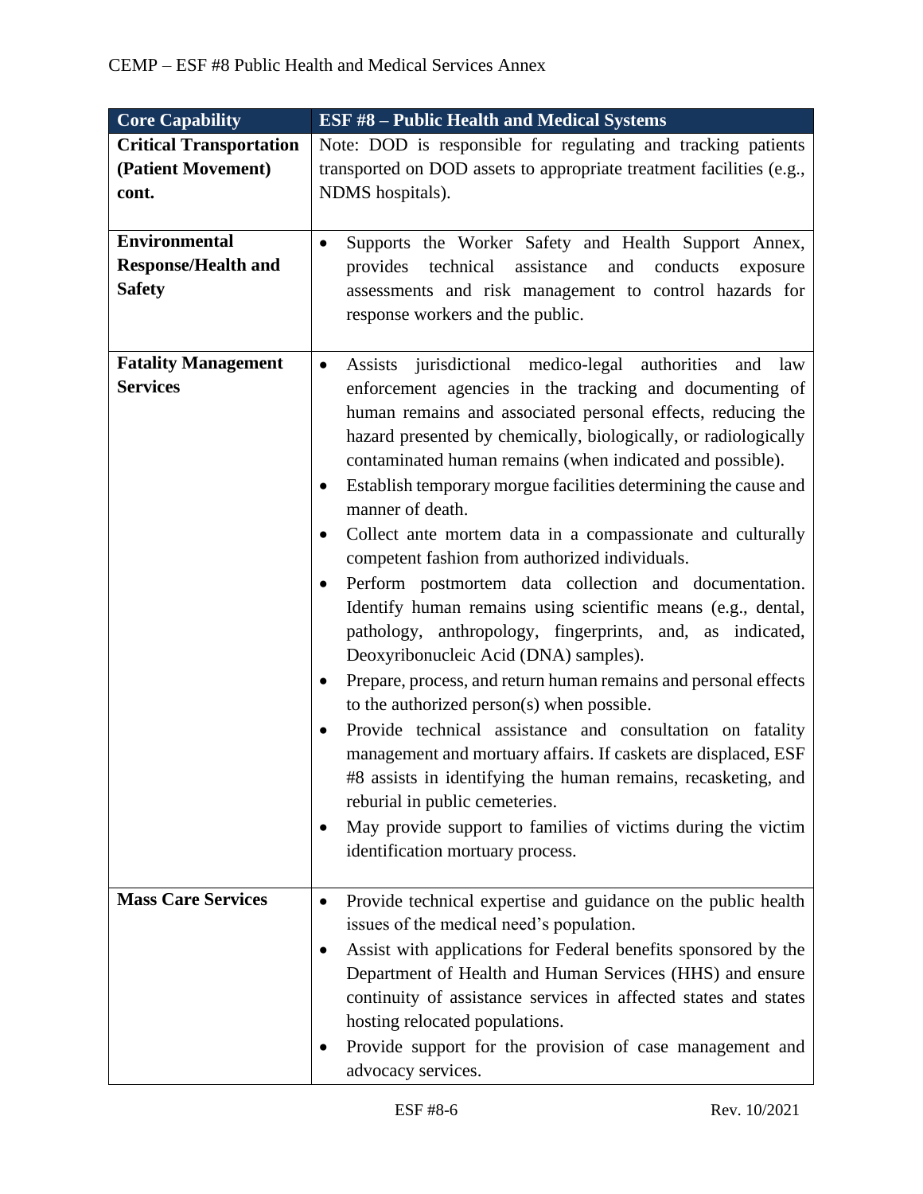| Core Capability | ESF #8 – Public Health and Medical Systems |
| --- | --- |
| **Critical Transportation (Patient Movement) cont.** | Note: DOD is responsible for regulating and tracking patients transported on DOD assets to appropriate treatment facilities (e.g., NDMS hospitals). |
| **Environmental Response/Health and Safety** | • Supports the Worker Safety and Health Support Annex, provides technical assistance and conducts exposure assessments and risk management to control hazards for response workers and the public. |
| **Fatality Management Services** | • Assists jurisdictional medico-legal authorities and law enforcement agencies in the tracking and documenting of human remains and associated personal effects, reducing the hazard presented by chemically, biologically, or radiologically contaminated human remains (when indicated and possible).<br>• Establish temporary morgue facilities determining the cause and manner of death.<br>• Collect ante mortem data in a compassionate and culturally competent fashion from authorized individuals.<br>• Perform postmortem data collection and documentation. Identify human remains using scientific means (e.g., dental, pathology, anthropology, fingerprints, and, as indicated, Deoxyribonucleic Acid (DNA) samples).<br>• Prepare, process, and return human remains and personal effects to the authorized person(s) when possible.<br>• Provide technical assistance and consultation on fatality management and mortuary affairs. If caskets are displaced, ESF #8 assists in identifying the human remains, recasketing, and reburial in public cemeteries.<br>• May provide support to families of victims during the victim identification mortuary process. |
| **Mass Care Services** | • Provide technical expertise and guidance on the public health issues of the medical need's population.<br>• Assist with applications for Federal benefits sponsored by the Department of Health and Human Services (HHS) and ensure continuity of assistance services in affected states and states hosting relocated populations.<br>• Provide support for the provision of case management and advocacy services. |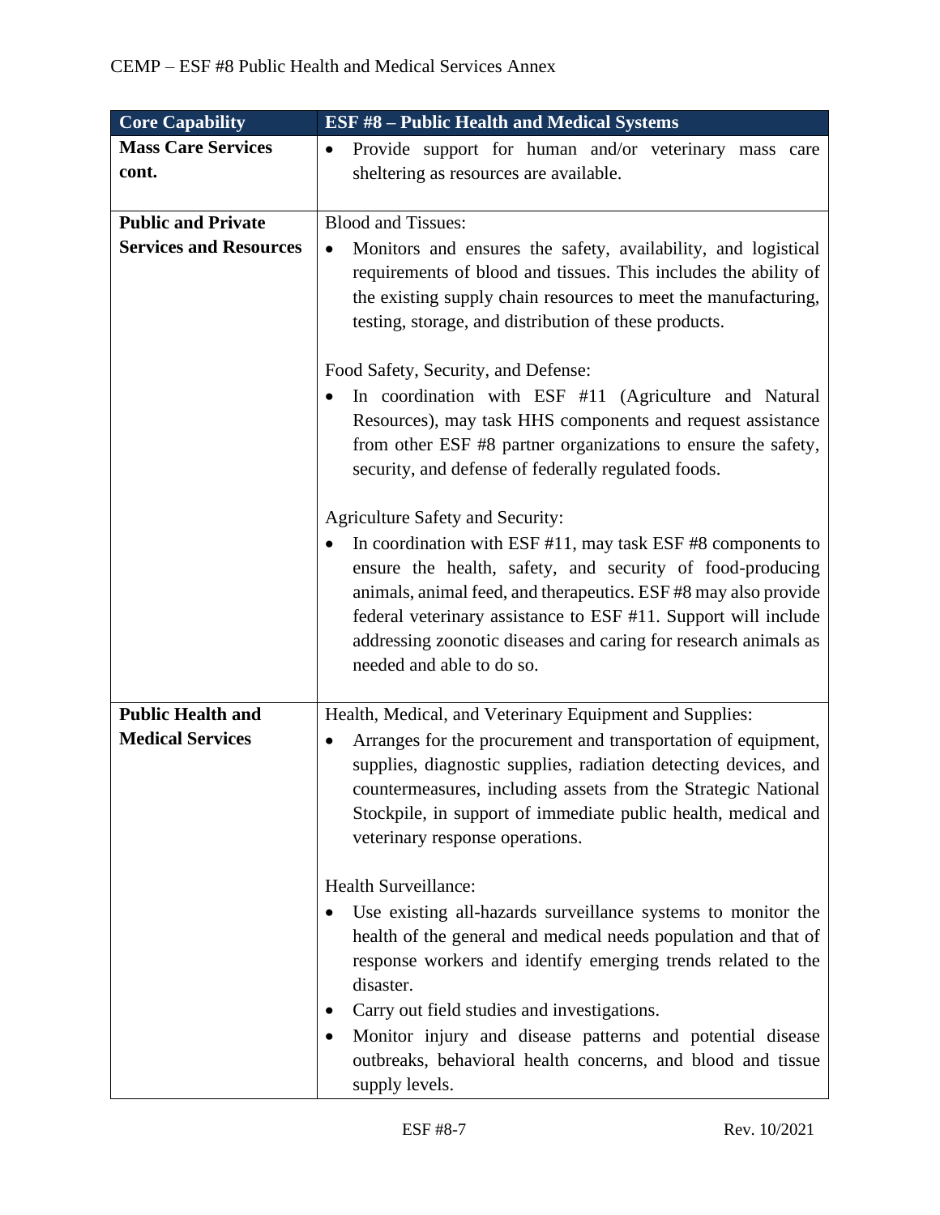| Core Capability | ESF #8 – Public Health and Medical Systems |
|---|---|
| **Mass Care Services cont.** | • Provide support for human and/or veterinary mass care sheltering as resources are available. |
| **Public and Private Services and Resources** | Blood and Tissues:<br>• Monitors and ensures the safety, availability, and logistical requirements of blood and tissues. This includes the ability of the existing supply chain resources to meet the manufacturing, testing, storage, and distribution of these products.<br><br>Food Safety, Security, and Defense:<br>• In coordination with ESF #11 (Agriculture and Natural Resources), may task HHS components and request assistance from other ESF #8 partner organizations to ensure the safety, security, and defense of federally regulated foods.<br><br>Agriculture Safety and Security:<br>• In coordination with ESF #11, may task ESF #8 components to ensure the health, safety, and security of food-producing animals, animal feed, and therapeutics. ESF #8 may also provide federal veterinary assistance to ESF #11. Support will include addressing zoonotic diseases and caring for research animals as needed and able to do so. |
| **Public Health and Medical Services** | Health, Medical, and Veterinary Equipment and Supplies:<br>• Arranges for the procurement and transportation of equipment, supplies, diagnostic supplies, radiation detecting devices, and countermeasures, including assets from the Strategic National Stockpile, in support of immediate public health, medical and veterinary response operations.<br><br>Health Surveillance:<br>• Use existing all-hazards surveillance systems to monitor the health of the general and medical needs population and that of response workers and identify emerging trends related to the disaster.<br>• Carry out field studies and investigations.<br>• Monitor injury and disease patterns and potential disease outbreaks, behavioral health concerns, and blood and tissue supply levels. |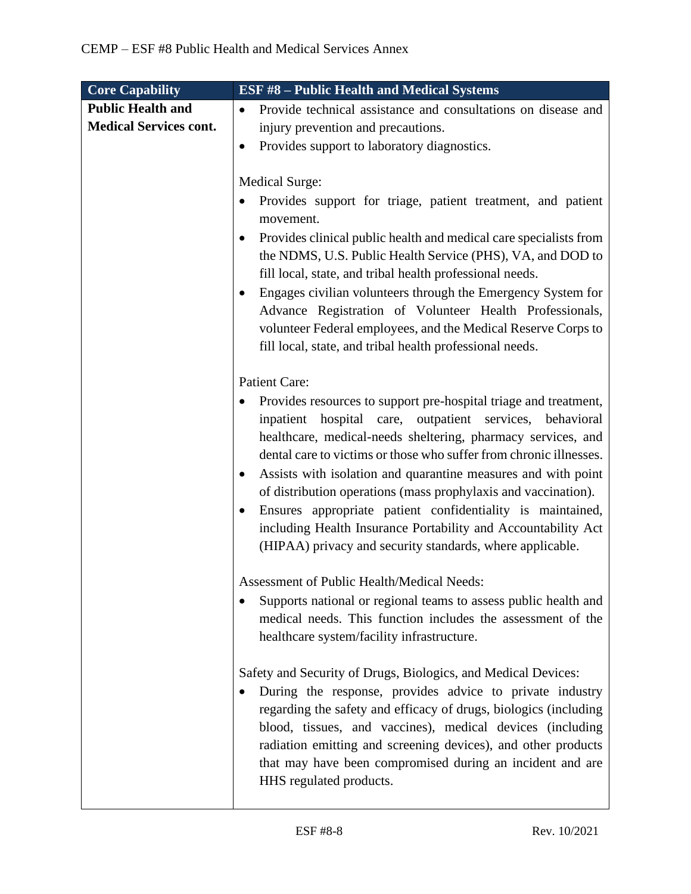| Core Capability | ESF #8 – Public Health and Medical Systems |
|---|---|
| **Public Health and Medical Services cont.** | • Provide technical assistance and consultations on disease and injury prevention and precautions.<br>• Provides support to laboratory diagnostics.<br><br>Medical Surge:<br>• Provides support for triage, patient treatment, and patient movement.<br>• Provides clinical public health and medical care specialists from the NDMS, U.S. Public Health Service (PHS), VA, and DOD to fill local, state, and tribal health professional needs.<br>• Engages civilian volunteers through the Emergency System for Advance Registration of Volunteer Health Professionals, volunteer Federal employees, and the Medical Reserve Corps to fill local, state, and tribal health professional needs.<br><br>Patient Care:<br>• Provides resources to support pre-hospital triage and treatment, inpatient hospital care, outpatient services, behavioral healthcare, medical-needs sheltering, pharmacy services, and dental care to victims or those who suffer from chronic illnesses.<br>• Assists with isolation and quarantine measures and with point of distribution operations (mass prophylaxis and vaccination).<br>• Ensures appropriate patient confidentiality is maintained, including Health Insurance Portability and Accountability Act (HIPAA) privacy and security standards, where applicable.<br><br>Assessment of Public Health/Medical Needs:<br>• Supports national or regional teams to assess public health and medical needs. This function includes the assessment of the healthcare system/facility infrastructure.<br><br>Safety and Security of Drugs, Biologics, and Medical Devices:<br>• During the response, provides advice to private industry regarding the safety and efficacy of drugs, biologics (including blood, tissues, and vaccines), medical devices (including radiation emitting and screening devices), and other products that may have been compromised during an incident and are HHS regulated products. |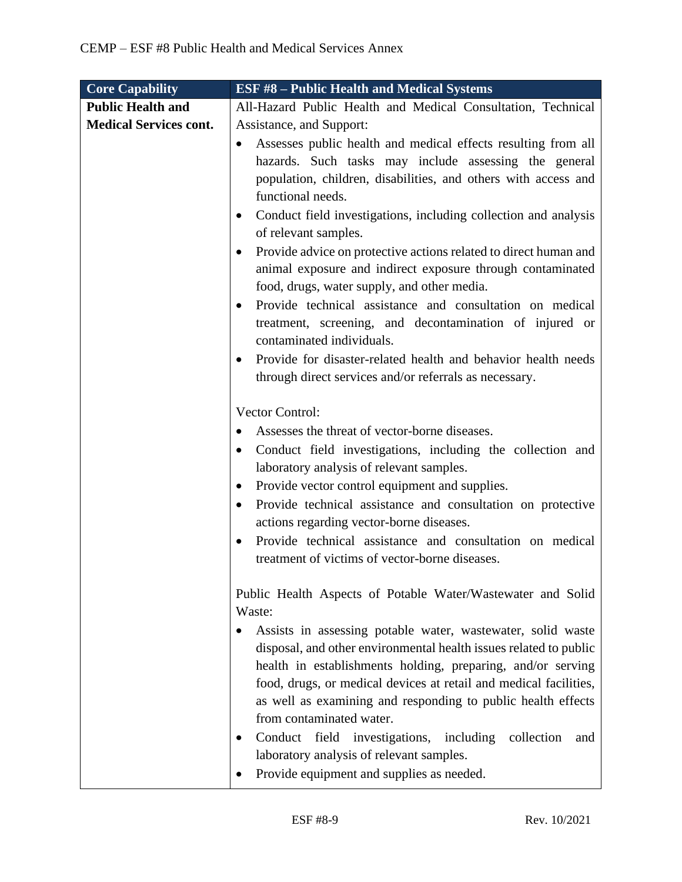| Core Capability | ESF #8 – Public Health and Medical Systems |
| --- | --- |
| **Public Health and Medical Services cont.** | All-Hazard Public Health and Medical Consultation, Technical Assistance, and Support:<br>• Assesses public health and medical effects resulting from all hazards. Such tasks may include assessing the general population, children, disabilities, and others with access and functional needs.<br>• Conduct field investigations, including collection and analysis of relevant samples.<br>• Provide advice on protective actions related to direct human and animal exposure and indirect exposure through contaminated food, drugs, water supply, and other media.<br>• Provide technical assistance and consultation on medical treatment, screening, and decontamination of injured or contaminated individuals.<br>• Provide for disaster-related health and behavior health needs through direct services and/or referrals as necessary.<br><br>Vector Control:<br>• Assesses the threat of vector-borne diseases.<br>• Conduct field investigations, including the collection and laboratory analysis of relevant samples.<br>• Provide vector control equipment and supplies.<br>• Provide technical assistance and consultation on protective actions regarding vector-borne diseases.<br>• Provide technical assistance and consultation on medical treatment of victims of vector-borne diseases.<br><br>Public Health Aspects of Potable Water/Wastewater and Solid Waste:<br>• Assists in assessing potable water, wastewater, solid waste disposal, and other environmental health issues related to public health in establishments holding, preparing, and/or serving food, drugs, or medical devices at retail and medical facilities, as well as examining and responding to public health effects from contaminated water.<br>• Conduct field investigations, including collection and laboratory analysis of relevant samples.<br>• Provide equipment and supplies as needed. |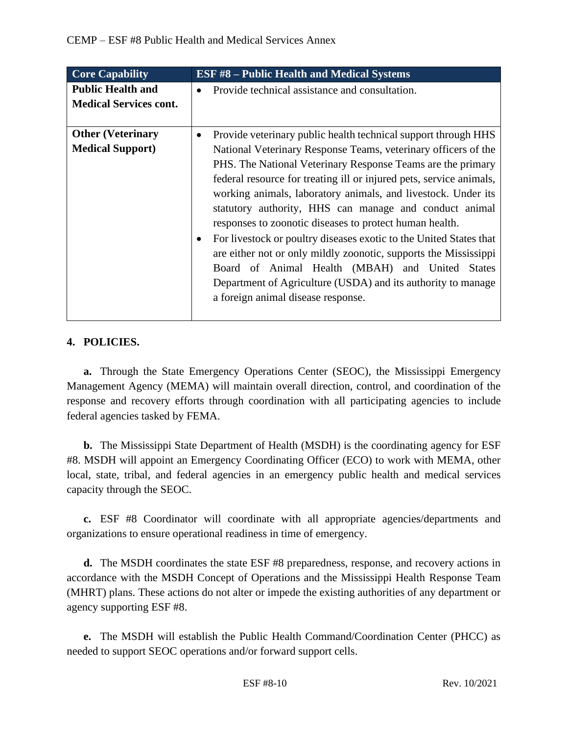| Core Capability | ESF #8 – Public Health and Medical Systems |
|---|---|
| **Public Health and Medical Services cont.** | • Provide technical assistance and consultation. |
| **Other (Veterinary Medical Support)** | • Provide veterinary public health technical support through HHS National Veterinary Response Teams, veterinary officers of the PHS. The National Veterinary Response Teams are the primary federal resource for treating ill or injured pets, service animals, working animals, laboratory animals, and livestock. Under its statutory authority, HHS can manage and conduct animal responses to zoonotic diseases to protect human health.<br>• For livestock or poultry diseases exotic to the United States that are either not or only mildly zoonotic, supports the Mississippi Board of Animal Health (MBAH) and United States Department of Agriculture (USDA) and its authority to manage a foreign animal disease response. |

## 4. POLICIES.

**a.** Through the State Emergency Operations Center (SEOC), the Mississippi Emergency Management Agency (MEMA) will maintain overall direction, control, and coordination of the response and recovery efforts through coordination with all participating agencies to include federal agencies tasked by FEMA.

**b.** The Mississippi State Department of Health (MSDH) is the coordinating agency for ESF #8. MSDH will appoint an Emergency Coordinating Officer (ECO) to work with MEMA, other local, state, tribal, and federal agencies in an emergency public health and medical services capacity through the SEOC.

**c.** ESF #8 Coordinator will coordinate with all appropriate agencies/departments and organizations to ensure operational readiness in time of emergency.

**d.** The MSDH coordinates the state ESF #8 preparedness, response, and recovery actions in accordance with the MSDH Concept of Operations and the Mississippi Health Response Team (MHRT) plans. These actions do not alter or impede the existing authorities of any department or agency supporting ESF #8.

**e.** The MSDH will establish the Public Health Command/Coordination Center (PHCC) as needed to support SEOC operations and/or forward support cells.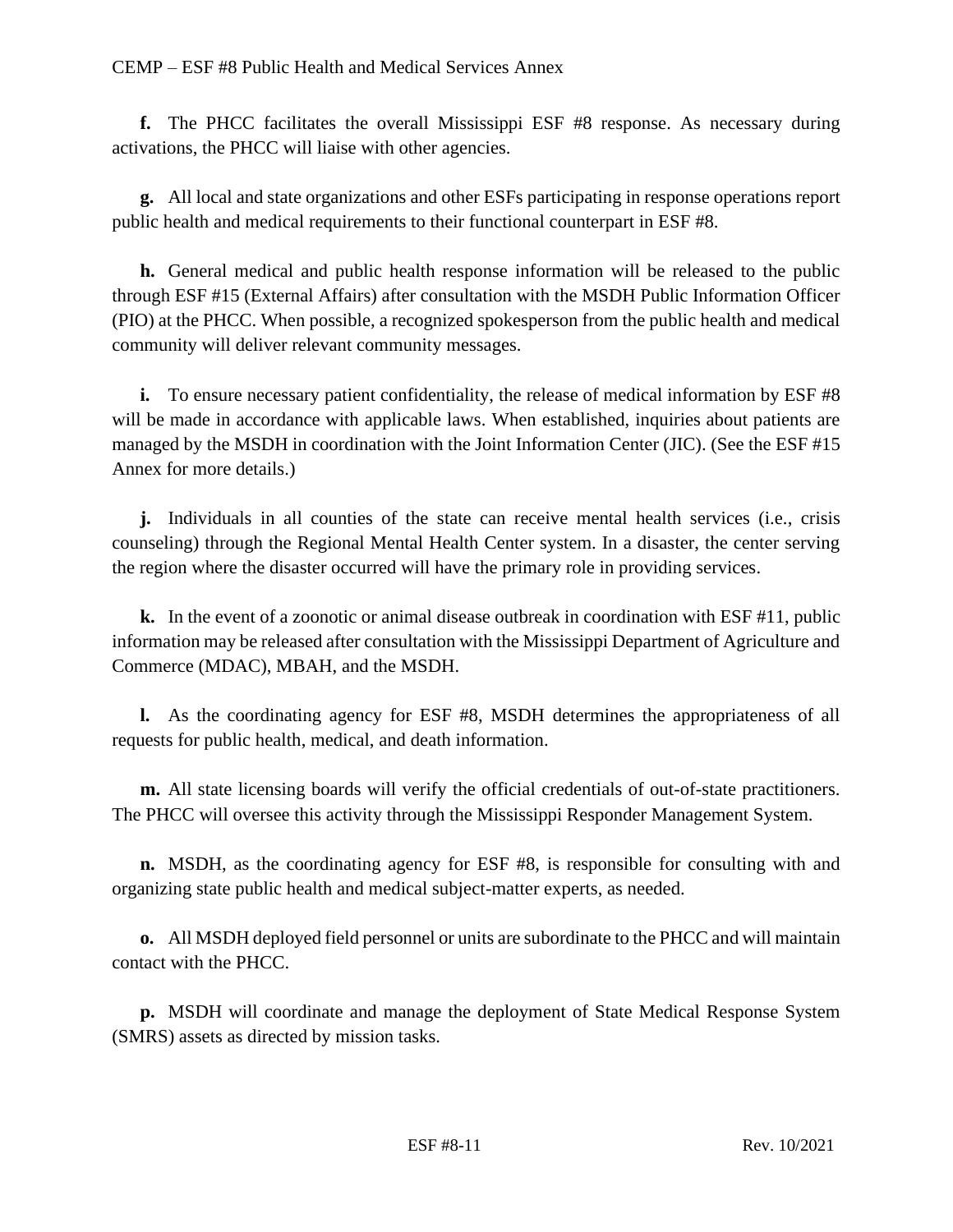**f.** The PHCC facilitates the overall Mississippi ESF #8 response. As necessary during activations, the PHCC will liaise with other agencies.

**g.** All local and state organizations and other ESFs participating in response operations report public health and medical requirements to their functional counterpart in ESF #8.

**h.** General medical and public health response information will be released to the public through ESF #15 (External Affairs) after consultation with the MSDH Public Information Officer (PIO) at the PHCC. When possible, a recognized spokesperson from the public health and medical community will deliver relevant community messages.

**i.** To ensure necessary patient confidentiality, the release of medical information by ESF #8 will be made in accordance with applicable laws. When established, inquiries about patients are managed by the MSDH in coordination with the Joint Information Center (JIC). (See the ESF #15 Annex for more details.)

**j.** Individuals in all counties of the state can receive mental health services (i.e., crisis counseling) through the Regional Mental Health Center system. In a disaster, the center serving the region where the disaster occurred will have the primary role in providing services.

**k.** In the event of a zoonotic or animal disease outbreak in coordination with ESF #11, public information may be released after consultation with the Mississippi Department of Agriculture and Commerce (MDAC), MBAH, and the MSDH.

**l.** As the coordinating agency for ESF #8, MSDH determines the appropriateness of all requests for public health, medical, and death information.

**m.** All state licensing boards will verify the official credentials of out-of-state practitioners. The PHCC will oversee this activity through the Mississippi Responder Management System.

**n.** MSDH, as the coordinating agency for ESF #8, is responsible for consulting with and organizing state public health and medical subject-matter experts, as needed.

**o.** All MSDH deployed field personnel or units are subordinate to the PHCC and will maintain contact with the PHCC.

**p.** MSDH will coordinate and manage the deployment of State Medical Response System (SMRS) assets as directed by mission tasks.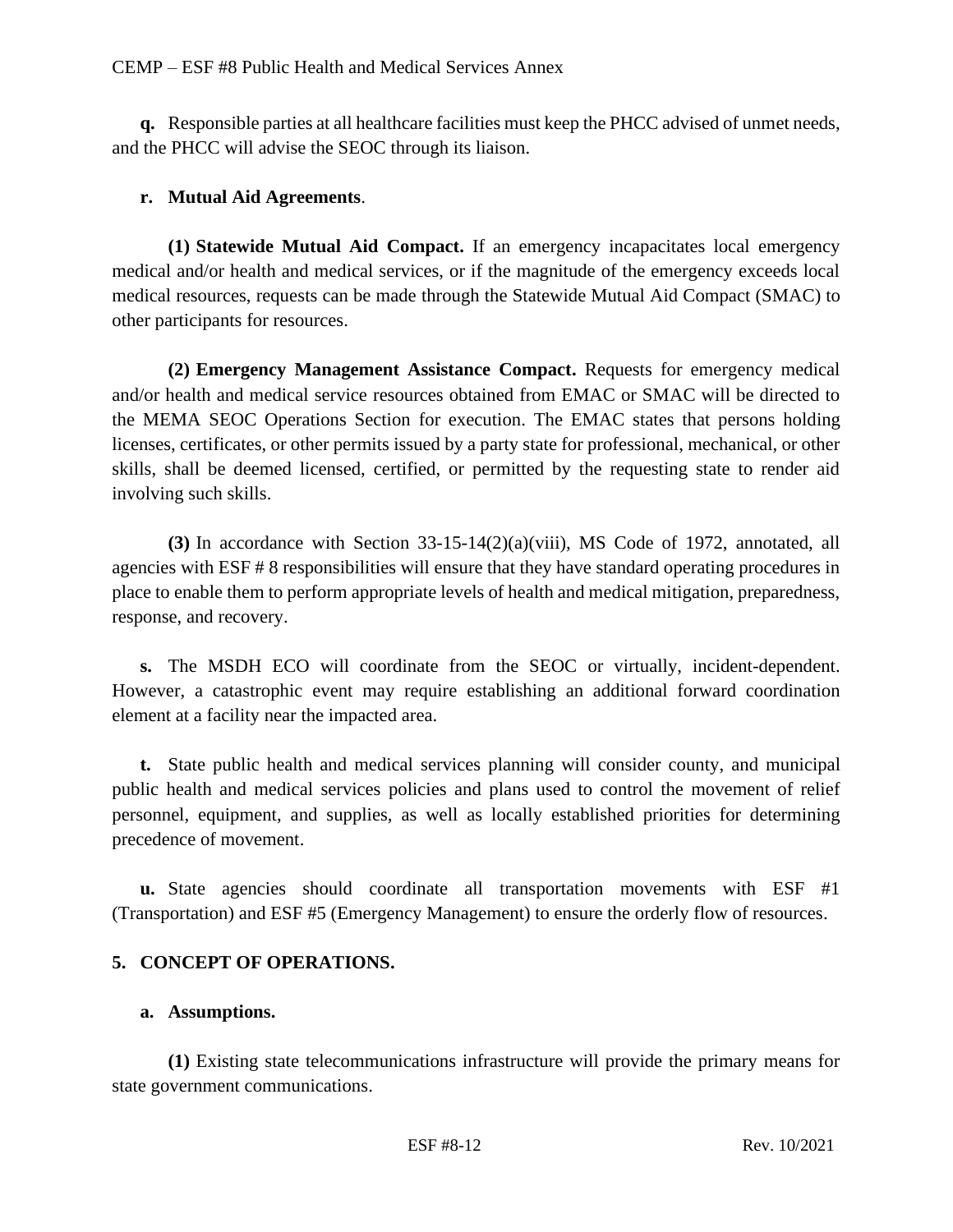**q.** Responsible parties at all healthcare facilities must keep the PHCC advised of unmet needs, and the PHCC will advise the SEOC through its liaison.

**r. Mutual Aid Agreements**.

**(1) Statewide Mutual Aid Compact.** If an emergency incapacitates local emergency medical and/or health and medical services, or if the magnitude of the emergency exceeds local medical resources, requests can be made through the Statewide Mutual Aid Compact (SMAC) to other participants for resources.

**(2) Emergency Management Assistance Compact.** Requests for emergency medical and/or health and medical service resources obtained from EMAC or SMAC will be directed to the MEMA SEOC Operations Section for execution. The EMAC states that persons holding licenses, certificates, or other permits issued by a party state for professional, mechanical, or other skills, shall be deemed licensed, certified, or permitted by the requesting state to render aid involving such skills.

**(3)** In accordance with Section 33-15-14(2)(a)(viii), MS Code of 1972, annotated, all agencies with ESF # 8 responsibilities will ensure that they have standard operating procedures in place to enable them to perform appropriate levels of health and medical mitigation, preparedness, response, and recovery.

**s.** The MSDH ECO will coordinate from the SEOC or virtually, incident-dependent. However, a catastrophic event may require establishing an additional forward coordination element at a facility near the impacted area.

**t.** State public health and medical services planning will consider county, and municipal public health and medical services policies and plans used to control the movement of relief personnel, equipment, and supplies, as well as locally established priorities for determining precedence of movement.

**u.** State agencies should coordinate all transportation movements with ESF #1 (Transportation) and ESF #5 (Emergency Management) to ensure the orderly flow of resources.

## 5. CONCEPT OF OPERATIONS.

### a. Assumptions.

**(1)** Existing state telecommunications infrastructure will provide the primary means for state government communications.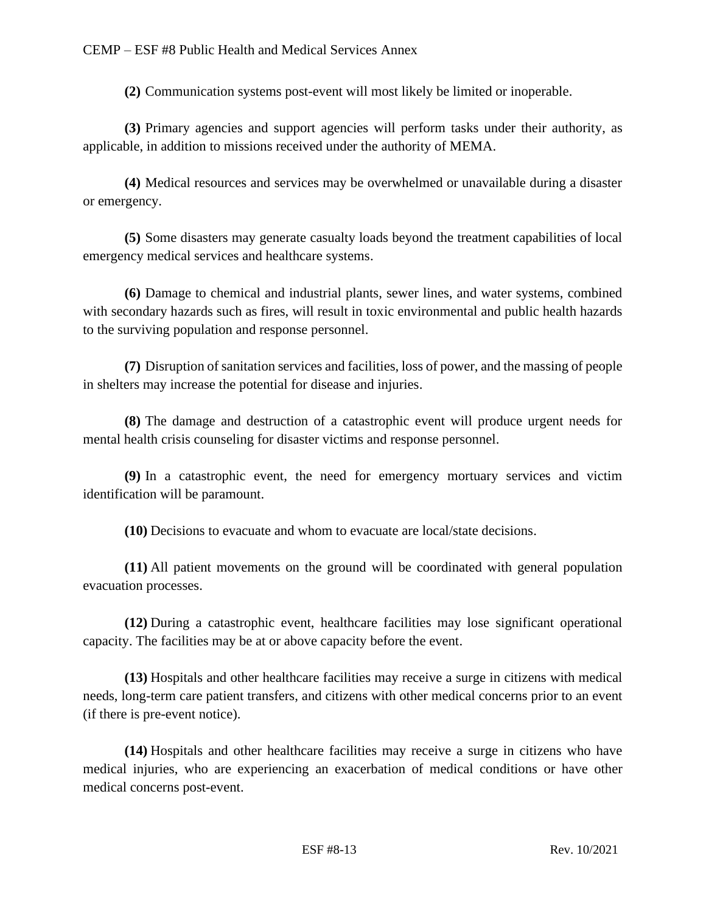**(2)** Communication systems post-event will most likely be limited or inoperable.

**(3)** Primary agencies and support agencies will perform tasks under their authority, as applicable, in addition to missions received under the authority of MEMA.

**(4)** Medical resources and services may be overwhelmed or unavailable during a disaster or emergency.

**(5)** Some disasters may generate casualty loads beyond the treatment capabilities of local emergency medical services and healthcare systems.

**(6)** Damage to chemical and industrial plants, sewer lines, and water systems, combined with secondary hazards such as fires, will result in toxic environmental and public health hazards to the surviving population and response personnel.

**(7)** Disruption of sanitation services and facilities, loss of power, and the massing of people in shelters may increase the potential for disease and injuries.

**(8)** The damage and destruction of a catastrophic event will produce urgent needs for mental health crisis counseling for disaster victims and response personnel.

**(9)** In a catastrophic event, the need for emergency mortuary services and victim identification will be paramount.

**(10)** Decisions to evacuate and whom to evacuate are local/state decisions.

**(11)** All patient movements on the ground will be coordinated with general population evacuation processes.

**(12)** During a catastrophic event, healthcare facilities may lose significant operational capacity. The facilities may be at or above capacity before the event.

**(13)** Hospitals and other healthcare facilities may receive a surge in citizens with medical needs, long-term care patient transfers, and citizens with other medical concerns prior to an event (if there is pre-event notice).

**(14)** Hospitals and other healthcare facilities may receive a surge in citizens who have medical injuries, who are experiencing an exacerbation of medical conditions or have other medical concerns post-event.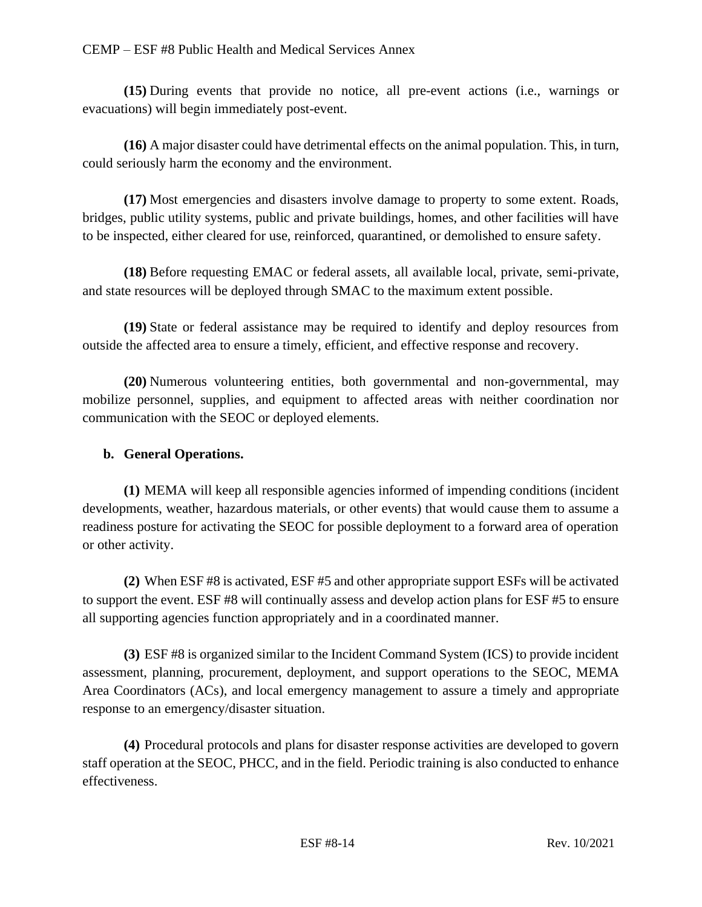**(15)** During events that provide no notice, all pre-event actions (i.e., warnings or evacuations) will begin immediately post-event.

**(16)** A major disaster could have detrimental effects on the animal population. This, in turn, could seriously harm the economy and the environment.

**(17)** Most emergencies and disasters involve damage to property to some extent. Roads, bridges, public utility systems, public and private buildings, homes, and other facilities will have to be inspected, either cleared for use, reinforced, quarantined, or demolished to ensure safety.

**(18)** Before requesting EMAC or federal assets, all available local, private, semi-private, and state resources will be deployed through SMAC to the maximum extent possible.

**(19)** State or federal assistance may be required to identify and deploy resources from outside the affected area to ensure a timely, efficient, and effective response and recovery.

**(20)** Numerous volunteering entities, both governmental and non-governmental, may mobilize personnel, supplies, and equipment to affected areas with neither coordination nor communication with the SEOC or deployed elements.

**b. General Operations.**

**(1)** MEMA will keep all responsible agencies informed of impending conditions (incident developments, weather, hazardous materials, or other events) that would cause them to assume a readiness posture for activating the SEOC for possible deployment to a forward area of operation or other activity.

**(2)** When ESF #8 is activated, ESF #5 and other appropriate support ESFs will be activated to support the event. ESF #8 will continually assess and develop action plans for ESF #5 to ensure all supporting agencies function appropriately and in a coordinated manner.

**(3)** ESF #8 is organized similar to the Incident Command System (ICS) to provide incident assessment, planning, procurement, deployment, and support operations to the SEOC, MEMA Area Coordinators (ACs), and local emergency management to assure a timely and appropriate response to an emergency/disaster situation.

**(4)** Procedural protocols and plans for disaster response activities are developed to govern staff operation at the SEOC, PHCC, and in the field. Periodic training is also conducted to enhance effectiveness.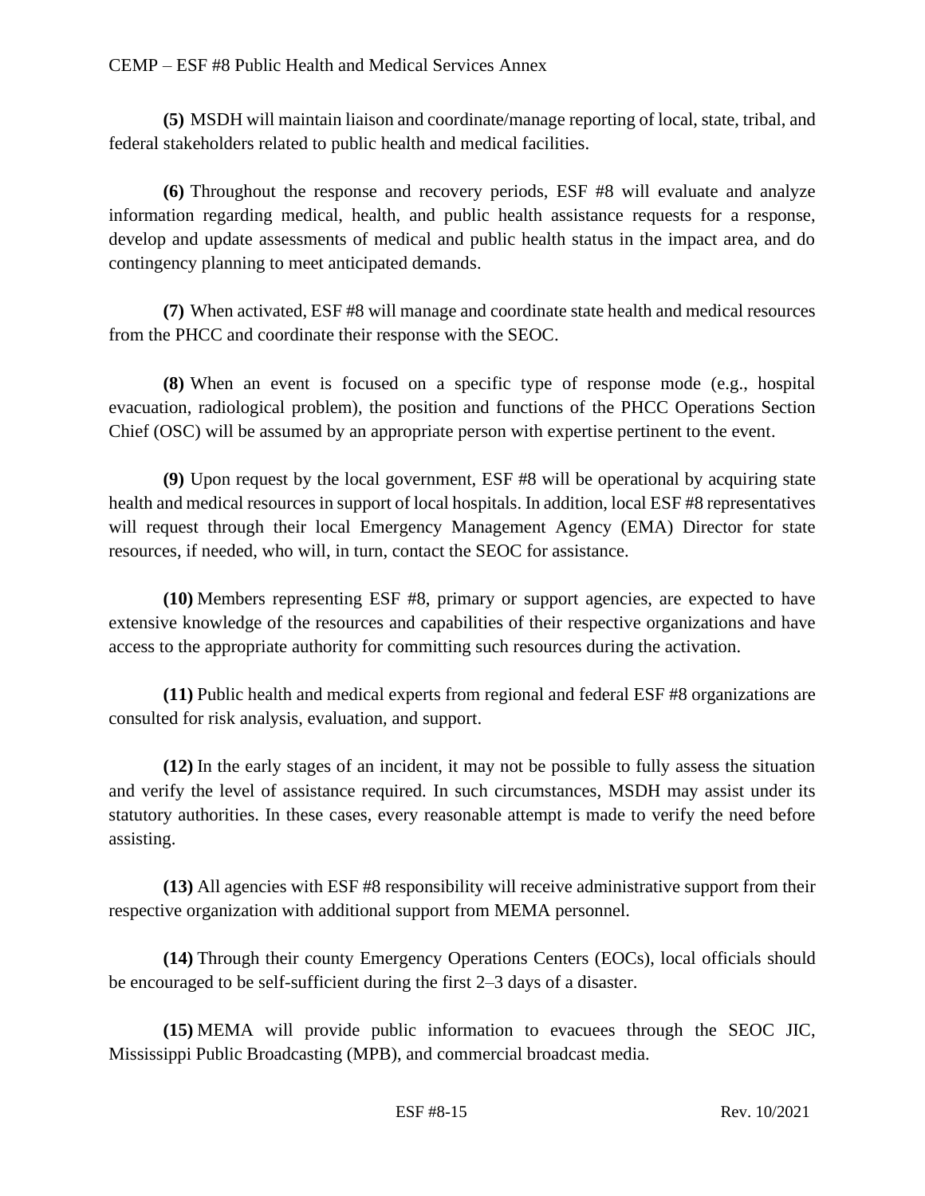**(5)** MSDH will maintain liaison and coordinate/manage reporting of local, state, tribal, and federal stakeholders related to public health and medical facilities.

**(6)** Throughout the response and recovery periods, ESF #8 will evaluate and analyze information regarding medical, health, and public health assistance requests for a response, develop and update assessments of medical and public health status in the impact area, and do contingency planning to meet anticipated demands.

**(7)** When activated, ESF #8 will manage and coordinate state health and medical resources from the PHCC and coordinate their response with the SEOC.

**(8)** When an event is focused on a specific type of response mode (e.g., hospital evacuation, radiological problem), the position and functions of the PHCC Operations Section Chief (OSC) will be assumed by an appropriate person with expertise pertinent to the event.

**(9)** Upon request by the local government, ESF #8 will be operational by acquiring state health and medical resources in support of local hospitals. In addition, local ESF #8 representatives will request through their local Emergency Management Agency (EMA) Director for state resources, if needed, who will, in turn, contact the SEOC for assistance.

**(10)** Members representing ESF #8, primary or support agencies, are expected to have extensive knowledge of the resources and capabilities of their respective organizations and have access to the appropriate authority for committing such resources during the activation.

**(11)** Public health and medical experts from regional and federal ESF #8 organizations are consulted for risk analysis, evaluation, and support.

**(12)** In the early stages of an incident, it may not be possible to fully assess the situation and verify the level of assistance required. In such circumstances, MSDH may assist under its statutory authorities. In these cases, every reasonable attempt is made to verify the need before assisting.

**(13)** All agencies with ESF #8 responsibility will receive administrative support from their respective organization with additional support from MEMA personnel.

**(14)** Through their county Emergency Operations Centers (EOCs), local officials should be encouraged to be self-sufficient during the first 2–3 days of a disaster.

**(15)** MEMA will provide public information to evacuees through the SEOC JIC, Mississippi Public Broadcasting (MPB), and commercial broadcast media.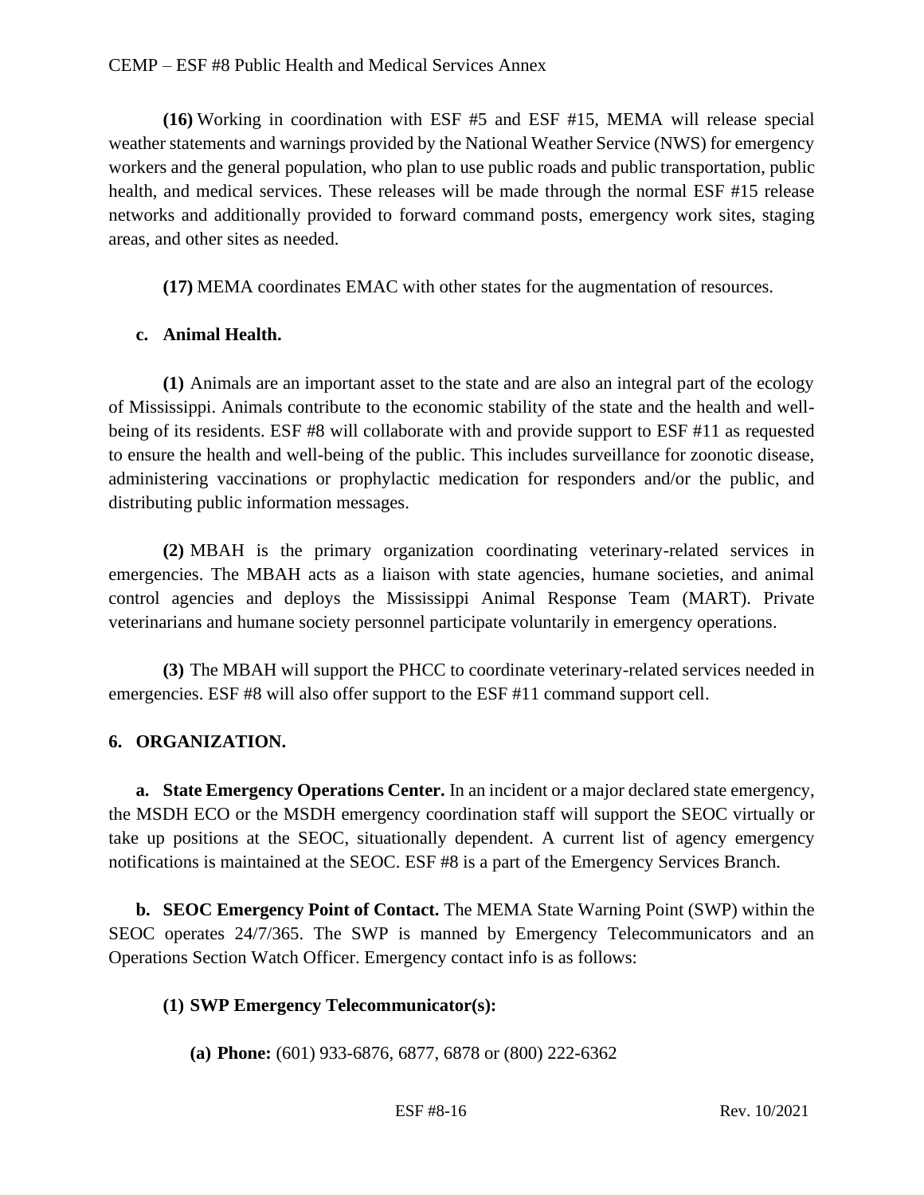**(16)** Working in coordination with ESF #5 and ESF #15, MEMA will release special weather statements and warnings provided by the National Weather Service (NWS) for emergency workers and the general population, who plan to use public roads and public transportation, public health, and medical services. These releases will be made through the normal ESF #15 release networks and additionally provided to forward command posts, emergency work sites, staging areas, and other sites as needed.

**(17)** MEMA coordinates EMAC with other states for the augmentation of resources.

**c. Animal Health.**

**(1)** Animals are an important asset to the state and are also an integral part of the ecology of Mississippi. Animals contribute to the economic stability of the state and the health and well-being of its residents. ESF #8 will collaborate with and provide support to ESF #11 as requested to ensure the health and well-being of the public. This includes surveillance for zoonotic disease, administering vaccinations or prophylactic medication for responders and/or the public, and distributing public information messages.

**(2)** MBAH is the primary organization coordinating veterinary-related services in emergencies. The MBAH acts as a liaison with state agencies, humane societies, and animal control agencies and deploys the Mississippi Animal Response Team (MART). Private veterinarians and humane society personnel participate voluntarily in emergency operations.

**(3)** The MBAH will support the PHCC to coordinate veterinary-related services needed in emergencies. ESF #8 will also offer support to the ESF #11 command support cell.

## 6. ORGANIZATION.

**a. State Emergency Operations Center.** In an incident or a major declared state emergency, the MSDH ECO or the MSDH emergency coordination staff will support the SEOC virtually or take up positions at the SEOC, situationally dependent. A current list of agency emergency notifications is maintained at the SEOC. ESF #8 is a part of the Emergency Services Branch.

**b. SEOC Emergency Point of Contact.** The MEMA State Warning Point (SWP) within the SEOC operates 24/7/365. The SWP is manned by Emergency Telecommunicators and an Operations Section Watch Officer. Emergency contact info is as follows:

**(1) SWP Emergency Telecommunicator(s):**

**(a) Phone:** (601) 933-6876, 6877, 6878 or (800) 222-6362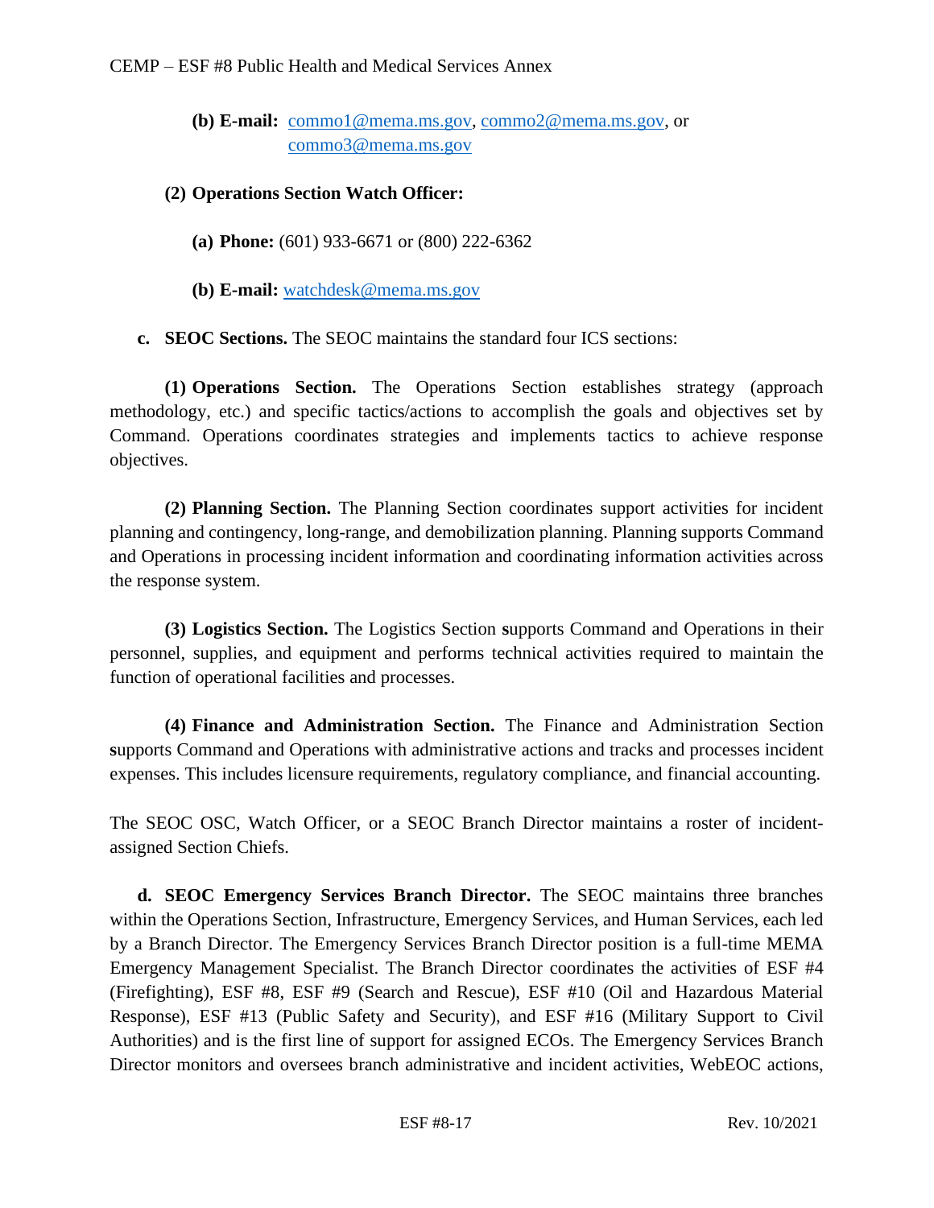**(b) E-mail:** commo1@mema.ms.gov, commo2@mema.ms.gov, or commo3@mema.ms.gov

**(2) Operations Section Watch Officer:**

**(a) Phone:** (601) 933-6671 or (800) 222-6362

**(b) E-mail:** watchdesk@mema.ms.gov

**c. SEOC Sections.** The SEOC maintains the standard four ICS sections:

**(1) Operations Section.** The Operations Section establishes strategy (approach methodology, etc.) and specific tactics/actions to accomplish the goals and objectives set by Command. Operations coordinates strategies and implements tactics to achieve response objectives.

**(2) Planning Section.** The Planning Section coordinates support activities for incident planning and contingency, long-range, and demobilization planning. Planning supports Command and Operations in processing incident information and coordinating information activities across the response system.

**(3) Logistics Section.** The Logistics Section supports Command and Operations in their personnel, supplies, and equipment and performs technical activities required to maintain the function of operational facilities and processes.

**(4) Finance and Administration Section.** The Finance and Administration Section supports Command and Operations with administrative actions and tracks and processes incident expenses. This includes licensure requirements, regulatory compliance, and financial accounting.

The SEOC OSC, Watch Officer, or a SEOC Branch Director maintains a roster of incident-assigned Section Chiefs.

**d. SEOC Emergency Services Branch Director.** The SEOC maintains three branches within the Operations Section, Infrastructure, Emergency Services, and Human Services, each led by a Branch Director. The Emergency Services Branch Director position is a full-time MEMA Emergency Management Specialist. The Branch Director coordinates the activities of ESF #4 (Firefighting), ESF #8, ESF #9 (Search and Rescue), ESF #10 (Oil and Hazardous Material Response), ESF #13 (Public Safety and Security), and ESF #16 (Military Support to Civil Authorities) and is the first line of support for assigned ECOs. The Emergency Services Branch Director monitors and oversees branch administrative and incident activities, WebEOC actions,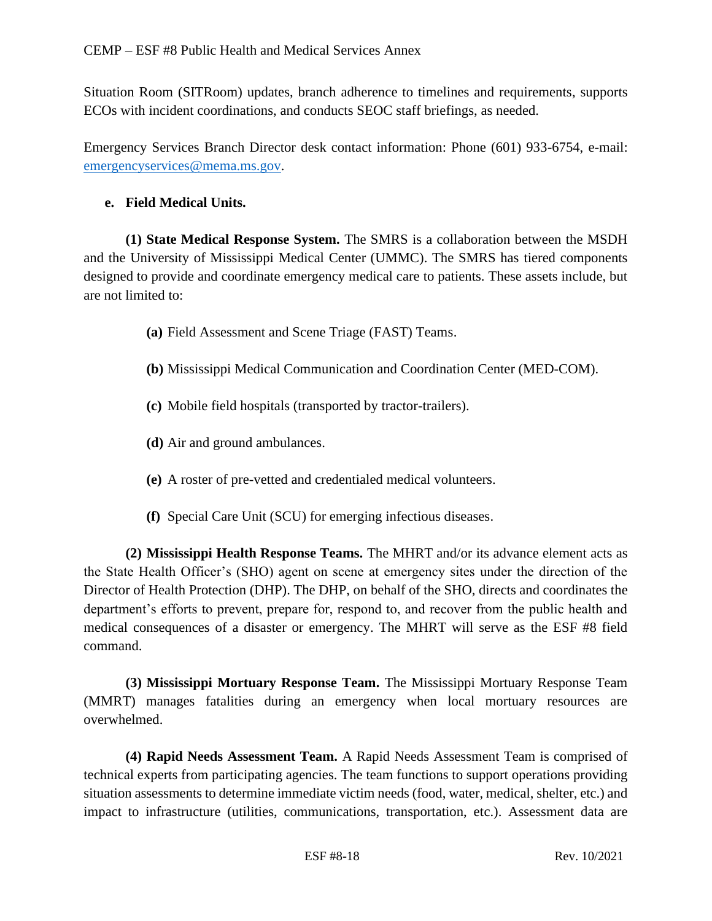Situation Room (SITRoom) updates, branch adherence to timelines and requirements, supports ECOs with incident coordinations, and conducts SEOC staff briefings, as needed.

Emergency Services Branch Director desk contact information: Phone (601) 933-6754, e-mail: emergencyservices@mema.ms.gov.

**e. Field Medical Units.**

**(1) State Medical Response System.** The SMRS is a collaboration between the MSDH and the University of Mississippi Medical Center (UMMC). The SMRS has tiered components designed to provide and coordinate emergency medical care to patients. These assets include, but are not limited to:

**(a)** Field Assessment and Scene Triage (FAST) Teams.

**(b)** Mississippi Medical Communication and Coordination Center (MED-COM).

**(c)** Mobile field hospitals (transported by tractor-trailers).

**(d)** Air and ground ambulances.

**(e)** A roster of pre-vetted and credentialed medical volunteers.

**(f)** Special Care Unit (SCU) for emerging infectious diseases.

**(2) Mississippi Health Response Teams.** The MHRT and/or its advance element acts as the State Health Officer's (SHO) agent on scene at emergency sites under the direction of the Director of Health Protection (DHP). The DHP, on behalf of the SHO, directs and coordinates the department's efforts to prevent, prepare for, respond to, and recover from the public health and medical consequences of a disaster or emergency. The MHRT will serve as the ESF #8 field command.

**(3) Mississippi Mortuary Response Team.** The Mississippi Mortuary Response Team (MMRT) manages fatalities during an emergency when local mortuary resources are overwhelmed.

**(4) Rapid Needs Assessment Team.** A Rapid Needs Assessment Team is comprised of technical experts from participating agencies. The team functions to support operations providing situation assessments to determine immediate victim needs (food, water, medical, shelter, etc.) and impact to infrastructure (utilities, communications, transportation, etc.). Assessment data are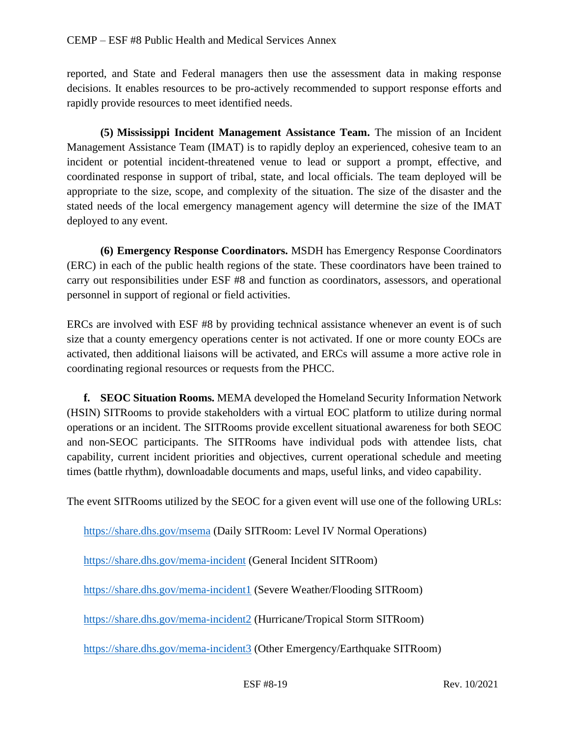reported, and State and Federal managers then use the assessment data in making response decisions. It enables resources to be pro-actively recommended to support response efforts and rapidly provide resources to meet identified needs.

**(5) Mississippi Incident Management Assistance Team.** The mission of an Incident Management Assistance Team (IMAT) is to rapidly deploy an experienced, cohesive team to an incident or potential incident-threatened venue to lead or support a prompt, effective, and coordinated response in support of tribal, state, and local officials. The team deployed will be appropriate to the size, scope, and complexity of the situation. The size of the disaster and the stated needs of the local emergency management agency will determine the size of the IMAT deployed to any event.

**(6) Emergency Response Coordinators.** MSDH has Emergency Response Coordinators (ERC) in each of the public health regions of the state. These coordinators have been trained to carry out responsibilities under ESF #8 and function as coordinators, assessors, and operational personnel in support of regional or field activities.

ERCs are involved with ESF #8 by providing technical assistance whenever an event is of such size that a county emergency operations center is not activated. If one or more county EOCs are activated, then additional liaisons will be activated, and ERCs will assume a more active role in coordinating regional resources or requests from the PHCC.

**f. SEOC Situation Rooms.** MEMA developed the Homeland Security Information Network (HSIN) SITRooms to provide stakeholders with a virtual EOC platform to utilize during normal operations or an incident. The SITRooms provide excellent situational awareness for both SEOC and non-SEOC participants. The SITRooms have individual pods with attendee lists, chat capability, current incident priorities and objectives, current operational schedule and meeting times (battle rhythm), downloadable documents and maps, useful links, and video capability.

The event SITRooms utilized by the SEOC for a given event will use one of the following URLs:

https://share.dhs.gov/msema (Daily SITRoom: Level IV Normal Operations)

https://share.dhs.gov/mema-incident (General Incident SITRoom)

https://share.dhs.gov/mema-incident1 (Severe Weather/Flooding SITRoom)

https://share.dhs.gov/mema-incident2 (Hurricane/Tropical Storm SITRoom)

https://share.dhs.gov/mema-incident3 (Other Emergency/Earthquake SITRoom)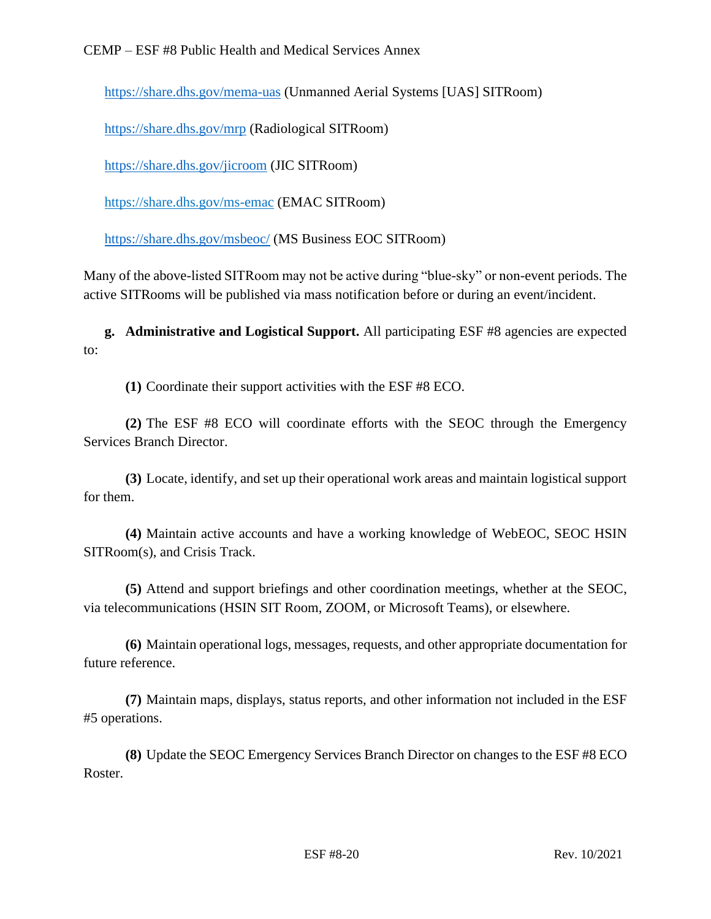https://share.dhs.gov/mema-uas (Unmanned Aerial Systems [UAS] SITRoom)

https://share.dhs.gov/mrp (Radiological SITRoom)

https://share.dhs.gov/jicroom (JIC SITRoom)

https://share.dhs.gov/ms-emac (EMAC SITRoom)

https://share.dhs.gov/msbeoc/ (MS Business EOC SITRoom)

Many of the above-listed SITRoom may not be active during "blue-sky" or non-event periods. The active SITRooms will be published via mass notification before or during an event/incident.

**g. Administrative and Logistical Support.** All participating ESF #8 agencies are expected to:

**(1)** Coordinate their support activities with the ESF #8 ECO.

**(2)** The ESF #8 ECO will coordinate efforts with the SEOC through the Emergency Services Branch Director.

**(3)** Locate, identify, and set up their operational work areas and maintain logistical support for them.

**(4)** Maintain active accounts and have a working knowledge of WebEOC, SEOC HSIN SITRoom(s), and Crisis Track.

**(5)** Attend and support briefings and other coordination meetings, whether at the SEOC, via telecommunications (HSIN SIT Room, ZOOM, or Microsoft Teams), or elsewhere.

**(6)** Maintain operational logs, messages, requests, and other appropriate documentation for future reference.

**(7)** Maintain maps, displays, status reports, and other information not included in the ESF #5 operations.

**(8)** Update the SEOC Emergency Services Branch Director on changes to the ESF #8 ECO Roster.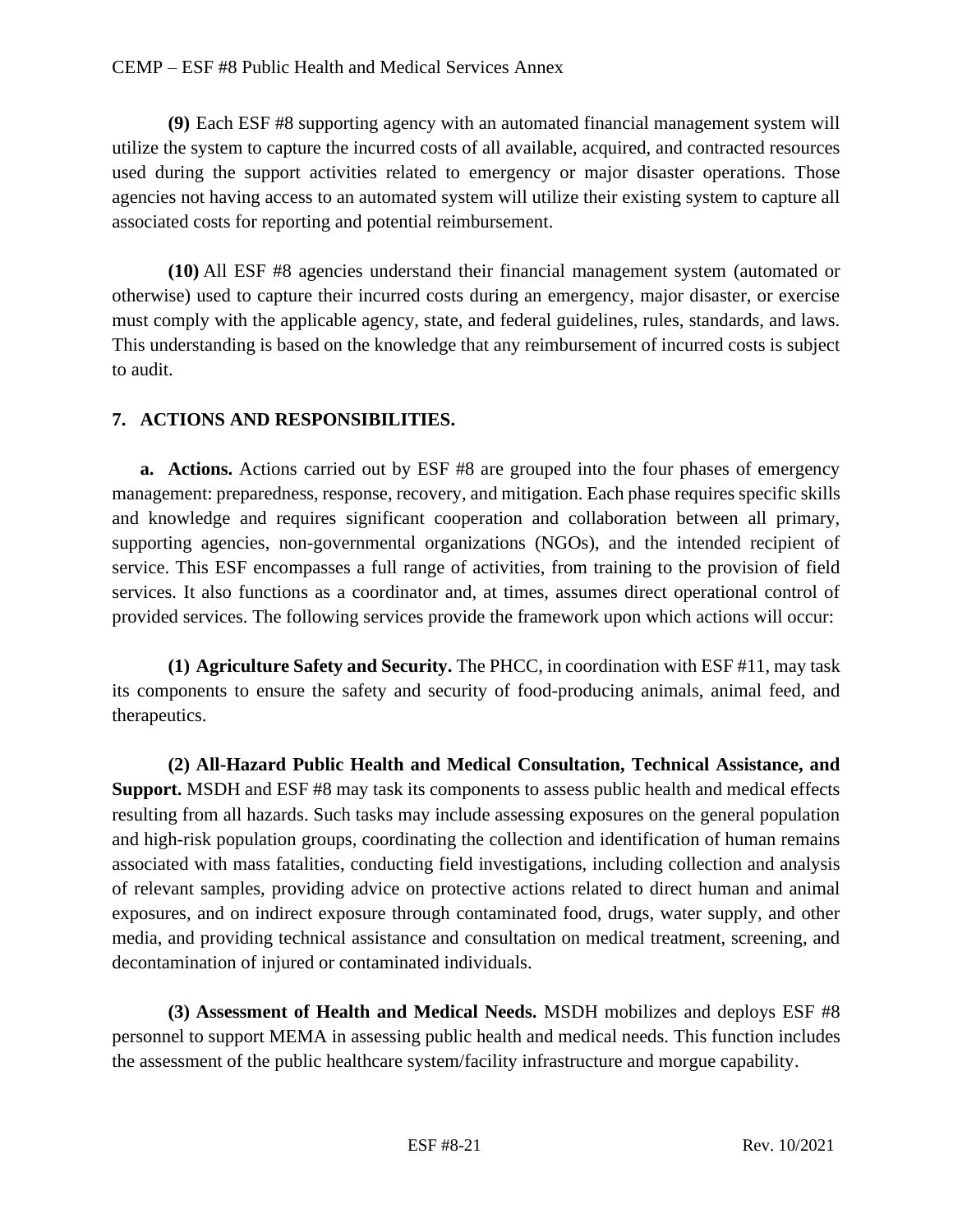**(9)** Each ESF #8 supporting agency with an automated financial management system will utilize the system to capture the incurred costs of all available, acquired, and contracted resources used during the support activities related to emergency or major disaster operations. Those agencies not having access to an automated system will utilize their existing system to capture all associated costs for reporting and potential reimbursement.

**(10)** All ESF #8 agencies understand their financial management system (automated or otherwise) used to capture their incurred costs during an emergency, major disaster, or exercise must comply with the applicable agency, state, and federal guidelines, rules, standards, and laws. This understanding is based on the knowledge that any reimbursement of incurred costs is subject to audit.

## 7. ACTIONS AND RESPONSIBILITIES.

**a. Actions.** Actions carried out by ESF #8 are grouped into the four phases of emergency management: preparedness, response, recovery, and mitigation. Each phase requires specific skills and knowledge and requires significant cooperation and collaboration between all primary, supporting agencies, non-governmental organizations (NGOs), and the intended recipient of service. This ESF encompasses a full range of activities, from training to the provision of field services. It also functions as a coordinator and, at times, assumes direct operational control of provided services. The following services provide the framework upon which actions will occur:

**(1) Agriculture Safety and Security.** The PHCC, in coordination with ESF #11, may task its components to ensure the safety and security of food-producing animals, animal feed, and therapeutics.

**(2) All-Hazard Public Health and Medical Consultation, Technical Assistance, and Support.** MSDH and ESF #8 may task its components to assess public health and medical effects resulting from all hazards. Such tasks may include assessing exposures on the general population and high-risk population groups, coordinating the collection and identification of human remains associated with mass fatalities, conducting field investigations, including collection and analysis of relevant samples, providing advice on protective actions related to direct human and animal exposures, and on indirect exposure through contaminated food, drugs, water supply, and other media, and providing technical assistance and consultation on medical treatment, screening, and decontamination of injured or contaminated individuals.

**(3) Assessment of Health and Medical Needs.** MSDH mobilizes and deploys ESF #8 personnel to support MEMA in assessing public health and medical needs. This function includes the assessment of the public healthcare system/facility infrastructure and morgue capability.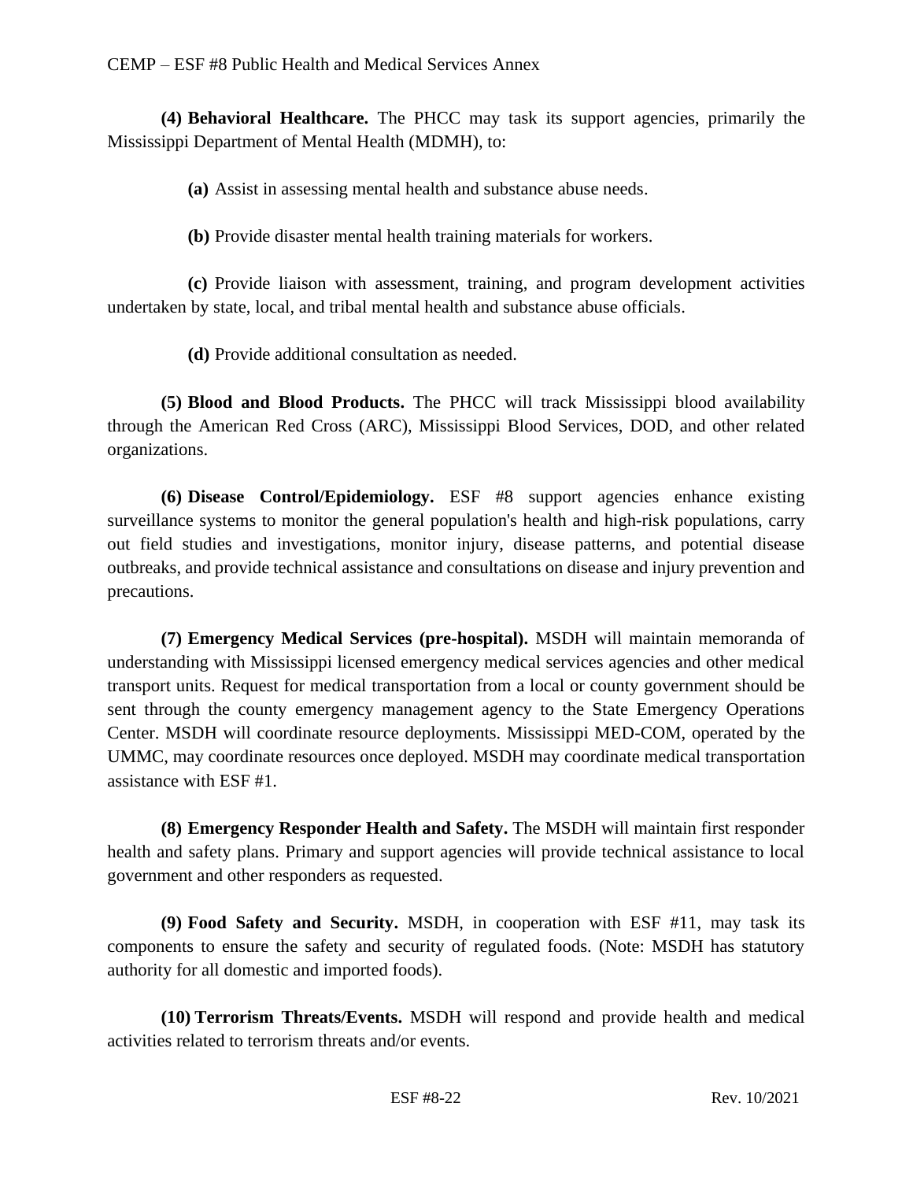**(4) Behavioral Healthcare.** The PHCC may task its support agencies, primarily the Mississippi Department of Mental Health (MDMH), to:

**(a)** Assist in assessing mental health and substance abuse needs.

**(b)** Provide disaster mental health training materials for workers.

**(c)** Provide liaison with assessment, training, and program development activities undertaken by state, local, and tribal mental health and substance abuse officials.

**(d)** Provide additional consultation as needed.

**(5) Blood and Blood Products.** The PHCC will track Mississippi blood availability through the American Red Cross (ARC), Mississippi Blood Services, DOD, and other related organizations.

**(6) Disease Control/Epidemiology.** ESF #8 support agencies enhance existing surveillance systems to monitor the general population's health and high-risk populations, carry out field studies and investigations, monitor injury, disease patterns, and potential disease outbreaks, and provide technical assistance and consultations on disease and injury prevention and precautions.

**(7) Emergency Medical Services (pre-hospital).** MSDH will maintain memoranda of understanding with Mississippi licensed emergency medical services agencies and other medical transport units. Request for medical transportation from a local or county government should be sent through the county emergency management agency to the State Emergency Operations Center. MSDH will coordinate resource deployments. Mississippi MED-COM, operated by the UMMC, may coordinate resources once deployed. MSDH may coordinate medical transportation assistance with ESF #1.

**(8) Emergency Responder Health and Safety.** The MSDH will maintain first responder health and safety plans. Primary and support agencies will provide technical assistance to local government and other responders as requested.

**(9) Food Safety and Security.** MSDH, in cooperation with ESF #11, may task its components to ensure the safety and security of regulated foods. (Note: MSDH has statutory authority for all domestic and imported foods).

**(10) Terrorism Threats/Events.** MSDH will respond and provide health and medical activities related to terrorism threats and/or events.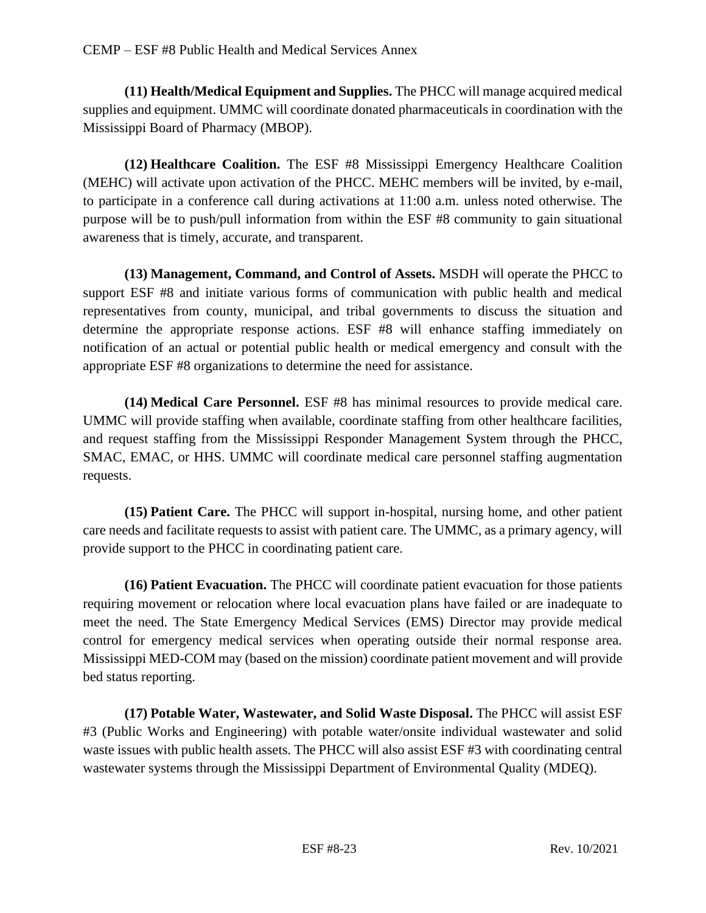**(11) Health/Medical Equipment and Supplies.** The PHCC will manage acquired medical supplies and equipment. UMMC will coordinate donated pharmaceuticals in coordination with the Mississippi Board of Pharmacy (MBOP).

**(12) Healthcare Coalition.** The ESF #8 Mississippi Emergency Healthcare Coalition (MEHC) will activate upon activation of the PHCC. MEHC members will be invited, by e-mail, to participate in a conference call during activations at 11:00 a.m. unless noted otherwise. The purpose will be to push/pull information from within the ESF #8 community to gain situational awareness that is timely, accurate, and transparent.

**(13) Management, Command, and Control of Assets.** MSDH will operate the PHCC to support ESF #8 and initiate various forms of communication with public health and medical representatives from county, municipal, and tribal governments to discuss the situation and determine the appropriate response actions. ESF #8 will enhance staffing immediately on notification of an actual or potential public health or medical emergency and consult with the appropriate ESF #8 organizations to determine the need for assistance.

**(14) Medical Care Personnel.** ESF #8 has minimal resources to provide medical care. UMMC will provide staffing when available, coordinate staffing from other healthcare facilities, and request staffing from the Mississippi Responder Management System through the PHCC, SMAC, EMAC, or HHS. UMMC will coordinate medical care personnel staffing augmentation requests.

**(15) Patient Care.** The PHCC will support in-hospital, nursing home, and other patient care needs and facilitate requests to assist with patient care. The UMMC, as a primary agency, will provide support to the PHCC in coordinating patient care.

**(16) Patient Evacuation.** The PHCC will coordinate patient evacuation for those patients requiring movement or relocation where local evacuation plans have failed or are inadequate to meet the need. The State Emergency Medical Services (EMS) Director may provide medical control for emergency medical services when operating outside their normal response area. Mississippi MED-COM may (based on the mission) coordinate patient movement and will provide bed status reporting.

**(17) Potable Water, Wastewater, and Solid Waste Disposal.** The PHCC will assist ESF #3 (Public Works and Engineering) with potable water/onsite individual wastewater and solid waste issues with public health assets. The PHCC will also assist ESF #3 with coordinating central wastewater systems through the Mississippi Department of Environmental Quality (MDEQ).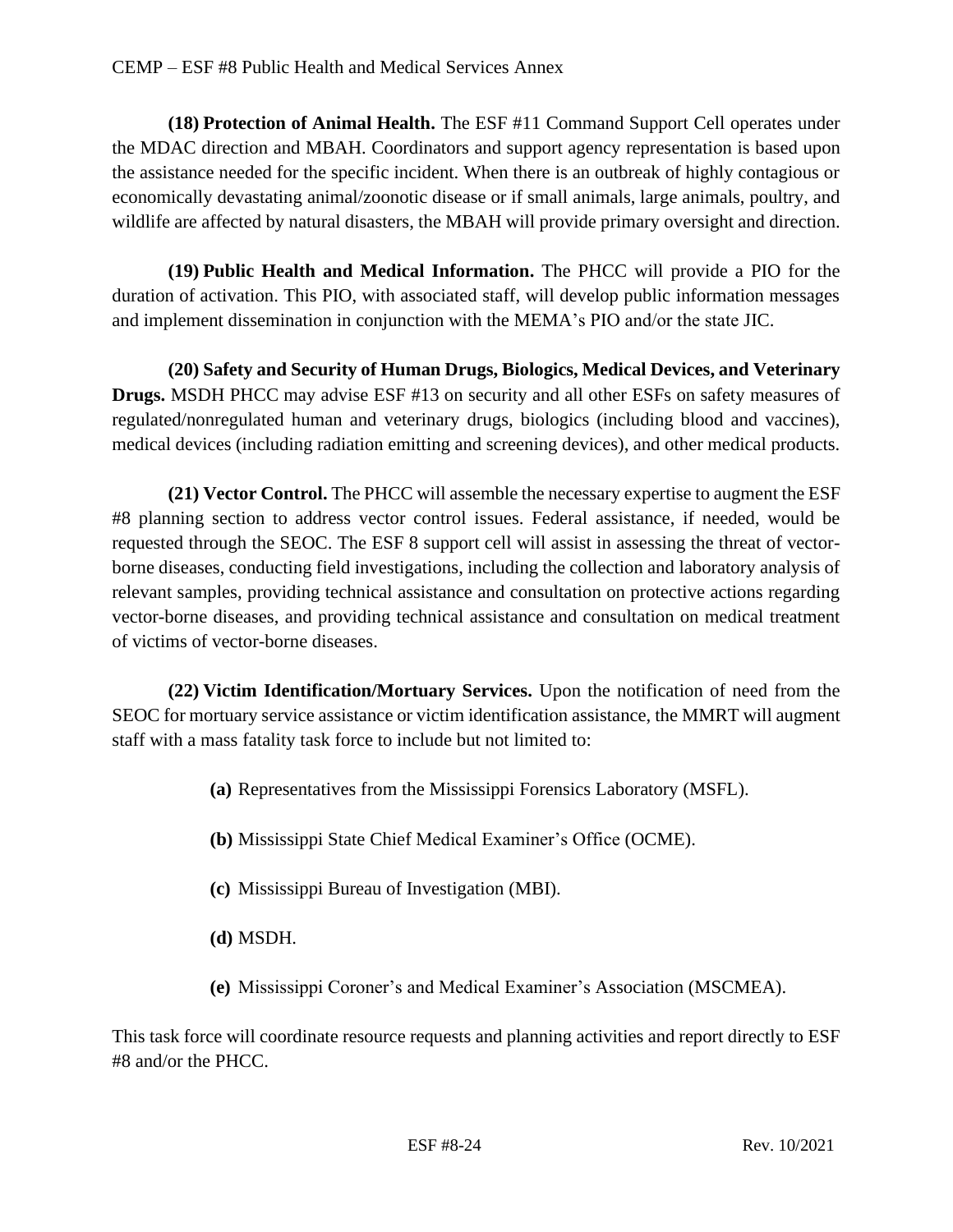**(18) Protection of Animal Health.** The ESF #11 Command Support Cell operates under the MDAC direction and MBAH. Coordinators and support agency representation is based upon the assistance needed for the specific incident. When there is an outbreak of highly contagious or economically devastating animal/zoonotic disease or if small animals, large animals, poultry, and wildlife are affected by natural disasters, the MBAH will provide primary oversight and direction.

**(19) Public Health and Medical Information.** The PHCC will provide a PIO for the duration of activation. This PIO, with associated staff, will develop public information messages and implement dissemination in conjunction with the MEMA's PIO and/or the state JIC.

**(20) Safety and Security of Human Drugs, Biologics, Medical Devices, and Veterinary Drugs.** MSDH PHCC may advise ESF #13 on security and all other ESFs on safety measures of regulated/nonregulated human and veterinary drugs, biologics (including blood and vaccines), medical devices (including radiation emitting and screening devices), and other medical products.

**(21) Vector Control.** The PHCC will assemble the necessary expertise to augment the ESF #8 planning section to address vector control issues. Federal assistance, if needed, would be requested through the SEOC. The ESF 8 support cell will assist in assessing the threat of vector-borne diseases, conducting field investigations, including the collection and laboratory analysis of relevant samples, providing technical assistance and consultation on protective actions regarding vector-borne diseases, and providing technical assistance and consultation on medical treatment of victims of vector-borne diseases.

**(22) Victim Identification/Mortuary Services.** Upon the notification of need from the SEOC for mortuary service assistance or victim identification assistance, the MMRT will augment staff with a mass fatality task force to include but not limited to:

- **(a)** Representatives from the Mississippi Forensics Laboratory (MSFL).
- **(b)** Mississippi State Chief Medical Examiner's Office (OCME).
- **(c)** Mississippi Bureau of Investigation (MBI).
- **(d)** MSDH.
- **(e)** Mississippi Coroner's and Medical Examiner's Association (MSCMEA).

This task force will coordinate resource requests and planning activities and report directly to ESF #8 and/or the PHCC.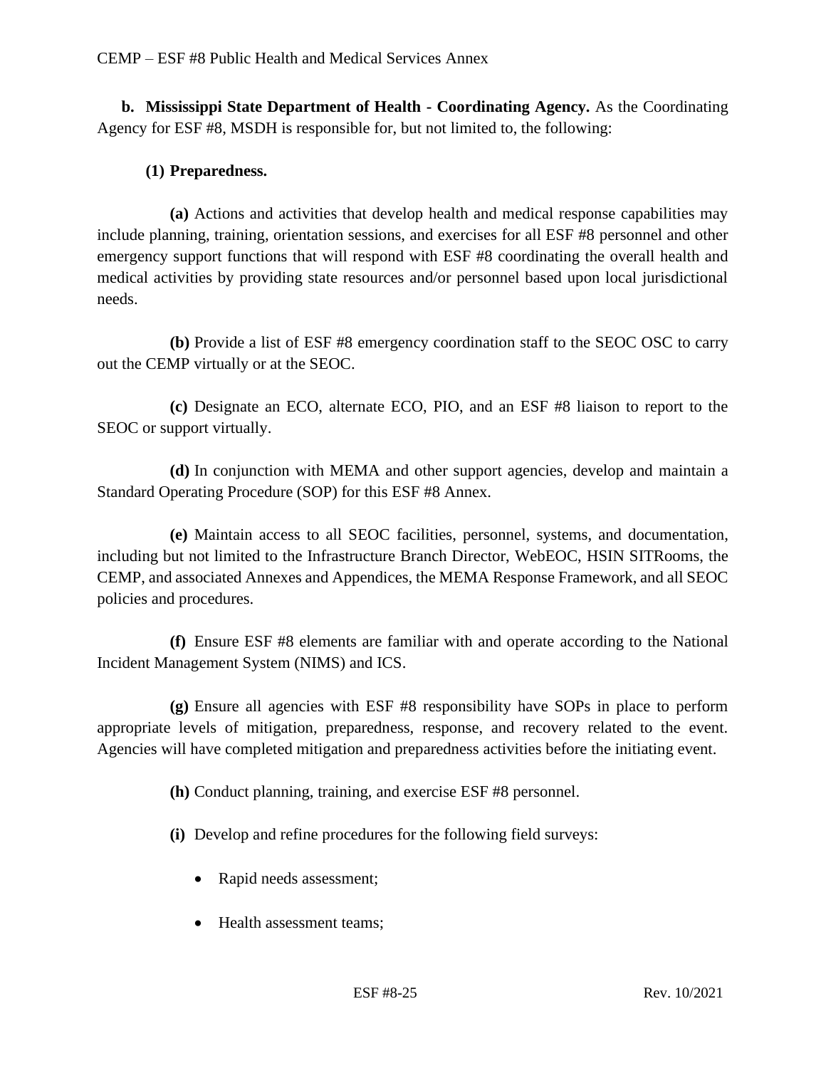**b. Mississippi State Department of Health - Coordinating Agency.** As the Coordinating Agency for ESF #8, MSDH is responsible for, but not limited to, the following:

**(1) Preparedness.**

**(a)** Actions and activities that develop health and medical response capabilities may include planning, training, orientation sessions, and exercises for all ESF #8 personnel and other emergency support functions that will respond with ESF #8 coordinating the overall health and medical activities by providing state resources and/or personnel based upon local jurisdictional needs.

**(b)** Provide a list of ESF #8 emergency coordination staff to the SEOC OSC to carry out the CEMP virtually or at the SEOC.

**(c)** Designate an ECO, alternate ECO, PIO, and an ESF #8 liaison to report to the SEOC or support virtually.

**(d)** In conjunction with MEMA and other support agencies, develop and maintain a Standard Operating Procedure (SOP) for this ESF #8 Annex.

**(e)** Maintain access to all SEOC facilities, personnel, systems, and documentation, including but not limited to the Infrastructure Branch Director, WebEOC, HSIN SITRooms, the CEMP, and associated Annexes and Appendices, the MEMA Response Framework, and all SEOC policies and procedures.

**(f)** Ensure ESF #8 elements are familiar with and operate according to the National Incident Management System (NIMS) and ICS.

**(g)** Ensure all agencies with ESF #8 responsibility have SOPs in place to perform appropriate levels of mitigation, preparedness, response, and recovery related to the event. Agencies will have completed mitigation and preparedness activities before the initiating event.

**(h)** Conduct planning, training, and exercise ESF #8 personnel.

**(i)** Develop and refine procedures for the following field surveys:

- Rapid needs assessment;
- Health assessment teams;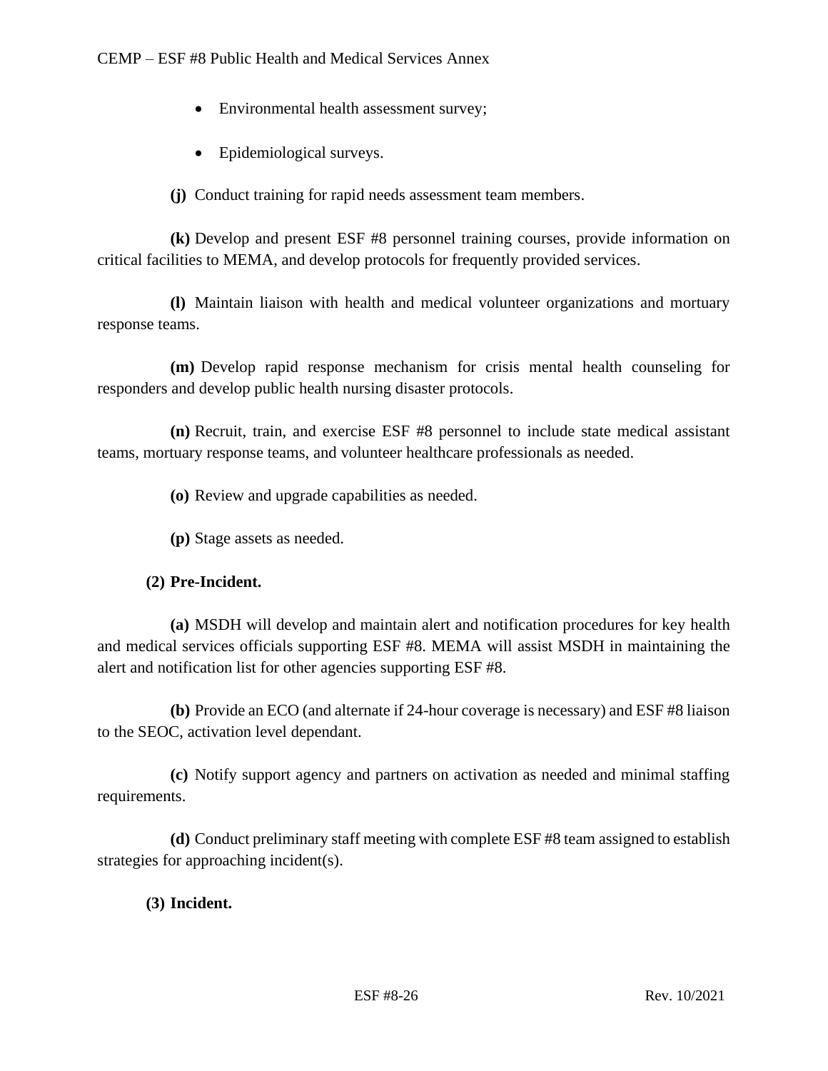- Environmental health assessment survey;
- Epidemiological surveys.

**(j)** Conduct training for rapid needs assessment team members.

**(k)** Develop and present ESF #8 personnel training courses, provide information on critical facilities to MEMA, and develop protocols for frequently provided services.

**(l)** Maintain liaison with health and medical volunteer organizations and mortuary response teams.

**(m)** Develop rapid response mechanism for crisis mental health counseling for responders and develop public health nursing disaster protocols.

**(n)** Recruit, train, and exercise ESF #8 personnel to include state medical assistant teams, mortuary response teams, and volunteer healthcare professionals as needed.

**(o)** Review and upgrade capabilities as needed.

**(p)** Stage assets as needed.

**(2) Pre-Incident.**

**(a)** MSDH will develop and maintain alert and notification procedures for key health and medical services officials supporting ESF #8. MEMA will assist MSDH in maintaining the alert and notification list for other agencies supporting ESF #8.

**(b)** Provide an ECO (and alternate if 24-hour coverage is necessary) and ESF #8 liaison to the SEOC, activation level dependant.

**(c)** Notify support agency and partners on activation as needed and minimal staffing requirements.

**(d)** Conduct preliminary staff meeting with complete ESF #8 team assigned to establish strategies for approaching incident(s).

**(3) Incident.**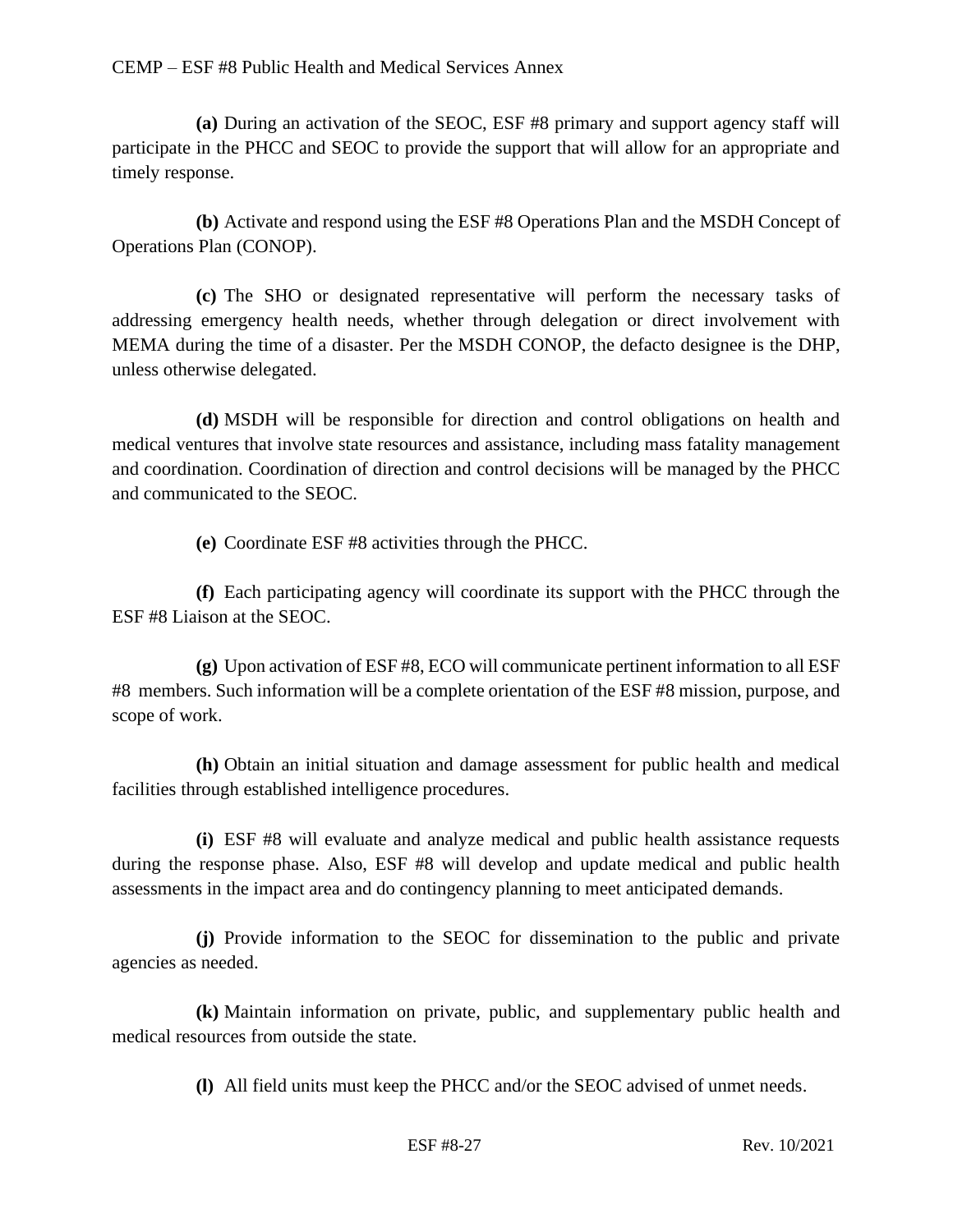**(a)** During an activation of the SEOC, ESF #8 primary and support agency staff will participate in the PHCC and SEOC to provide the support that will allow for an appropriate and timely response.

**(b)** Activate and respond using the ESF #8 Operations Plan and the MSDH Concept of Operations Plan (CONOP).

**(c)** The SHO or designated representative will perform the necessary tasks of addressing emergency health needs, whether through delegation or direct involvement with MEMA during the time of a disaster. Per the MSDH CONOP, the defacto designee is the DHP, unless otherwise delegated.

**(d)** MSDH will be responsible for direction and control obligations on health and medical ventures that involve state resources and assistance, including mass fatality management and coordination. Coordination of direction and control decisions will be managed by the PHCC and communicated to the SEOC.

**(e)** Coordinate ESF #8 activities through the PHCC.

**(f)** Each participating agency will coordinate its support with the PHCC through the ESF #8 Liaison at the SEOC.

**(g)** Upon activation of ESF #8, ECO will communicate pertinent information to all ESF #8 members. Such information will be a complete orientation of the ESF #8 mission, purpose, and scope of work.

**(h)** Obtain an initial situation and damage assessment for public health and medical facilities through established intelligence procedures.

**(i)** ESF #8 will evaluate and analyze medical and public health assistance requests during the response phase. Also, ESF #8 will develop and update medical and public health assessments in the impact area and do contingency planning to meet anticipated demands.

**(j)** Provide information to the SEOC for dissemination to the public and private agencies as needed.

**(k)** Maintain information on private, public, and supplementary public health and medical resources from outside the state.

**(l)** All field units must keep the PHCC and/or the SEOC advised of unmet needs.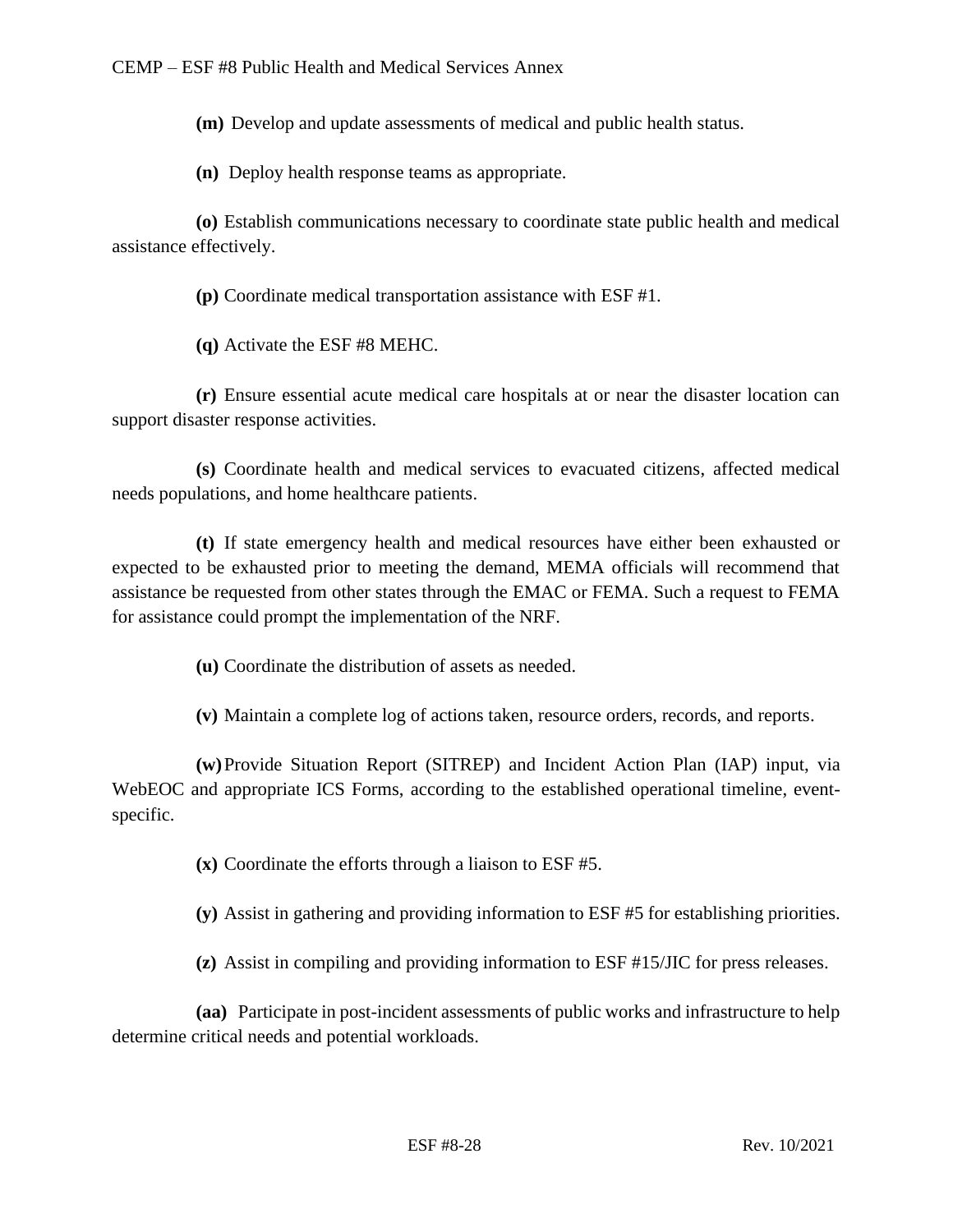**(m)** Develop and update assessments of medical and public health status.

**(n)** Deploy health response teams as appropriate.

**(o)** Establish communications necessary to coordinate state public health and medical assistance effectively.

**(p)** Coordinate medical transportation assistance with ESF #1.

**(q)** Activate the ESF #8 MEHC.

**(r)** Ensure essential acute medical care hospitals at or near the disaster location can support disaster response activities.

**(s)** Coordinate health and medical services to evacuated citizens, affected medical needs populations, and home healthcare patients.

**(t)** If state emergency health and medical resources have either been exhausted or expected to be exhausted prior to meeting the demand, MEMA officials will recommend that assistance be requested from other states through the EMAC or FEMA. Such a request to FEMA for assistance could prompt the implementation of the NRF.

**(u)** Coordinate the distribution of assets as needed.

**(v)** Maintain a complete log of actions taken, resource orders, records, and reports.

**(w)** Provide Situation Report (SITREP) and Incident Action Plan (IAP) input, via WebEOC and appropriate ICS Forms, according to the established operational timeline, event-specific.

**(x)** Coordinate the efforts through a liaison to ESF #5.

**(y)** Assist in gathering and providing information to ESF #5 for establishing priorities.

**(z)** Assist in compiling and providing information to ESF #15/JIC for press releases.

**(aa)** Participate in post-incident assessments of public works and infrastructure to help determine critical needs and potential workloads.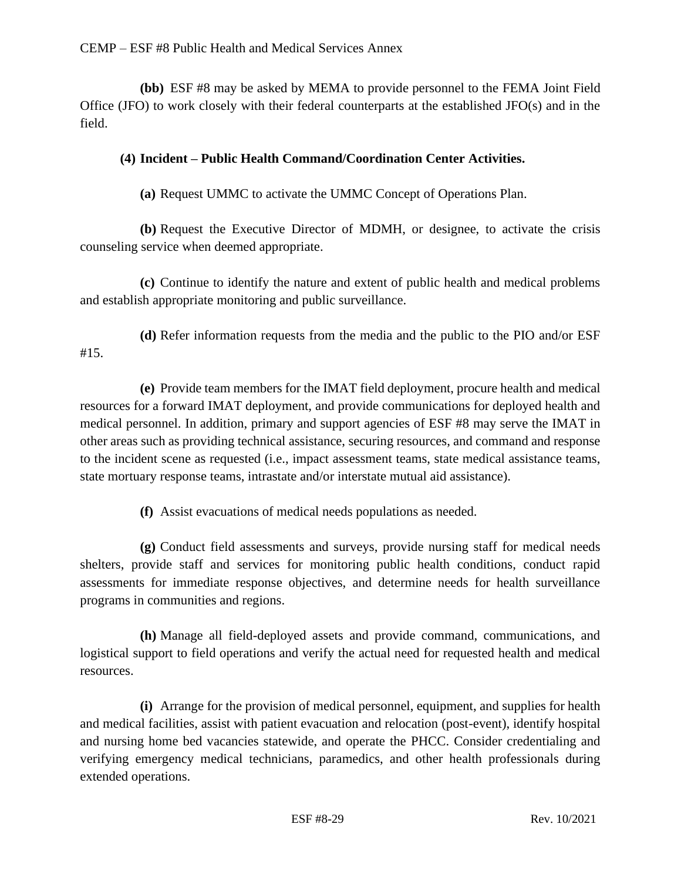**(bb)** ESF #8 may be asked by MEMA to provide personnel to the FEMA Joint Field Office (JFO) to work closely with their federal counterparts at the established JFO(s) and in the field.

**(4) Incident – Public Health Command/Coordination Center Activities.**

**(a)** Request UMMC to activate the UMMC Concept of Operations Plan.

**(b)** Request the Executive Director of MDMH, or designee, to activate the crisis counseling service when deemed appropriate.

**(c)** Continue to identify the nature and extent of public health and medical problems and establish appropriate monitoring and public surveillance.

**(d)** Refer information requests from the media and the public to the PIO and/or ESF #15.

**(e)** Provide team members for the IMAT field deployment, procure health and medical resources for a forward IMAT deployment, and provide communications for deployed health and medical personnel. In addition, primary and support agencies of ESF #8 may serve the IMAT in other areas such as providing technical assistance, securing resources, and command and response to the incident scene as requested (i.e., impact assessment teams, state medical assistance teams, state mortuary response teams, intrastate and/or interstate mutual aid assistance).

**(f)** Assist evacuations of medical needs populations as needed.

**(g)** Conduct field assessments and surveys, provide nursing staff for medical needs shelters, provide staff and services for monitoring public health conditions, conduct rapid assessments for immediate response objectives, and determine needs for health surveillance programs in communities and regions.

**(h)** Manage all field-deployed assets and provide command, communications, and logistical support to field operations and verify the actual need for requested health and medical resources.

**(i)** Arrange for the provision of medical personnel, equipment, and supplies for health and medical facilities, assist with patient evacuation and relocation (post-event), identify hospital and nursing home bed vacancies statewide, and operate the PHCC. Consider credentialing and verifying emergency medical technicians, paramedics, and other health professionals during extended operations.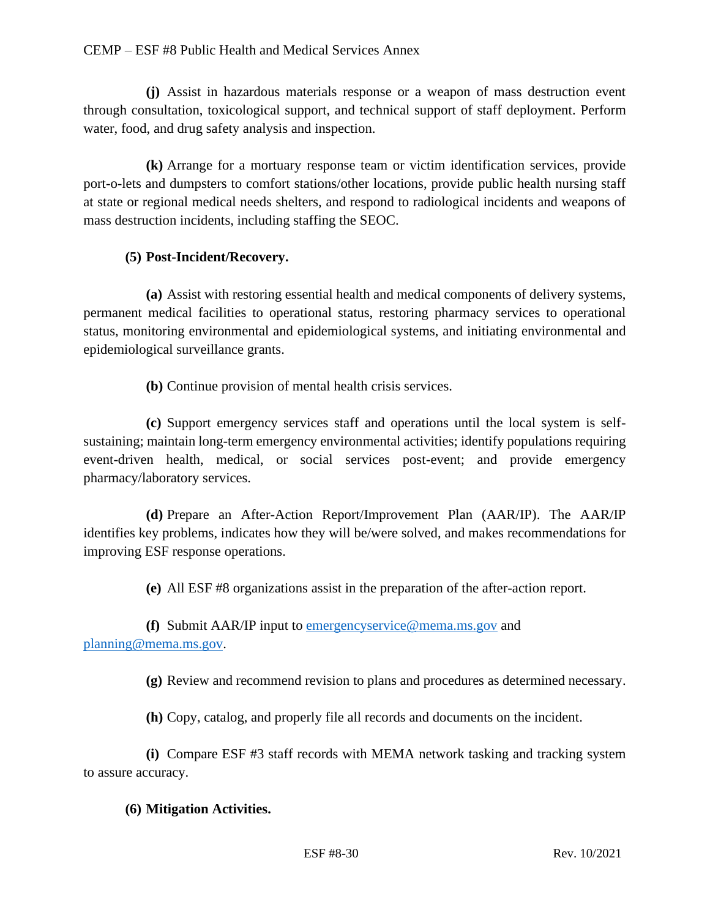**(j)** Assist in hazardous materials response or a weapon of mass destruction event through consultation, toxicological support, and technical support of staff deployment. Perform water, food, and drug safety analysis and inspection.

**(k)** Arrange for a mortuary response team or victim identification services, provide port-o-lets and dumpsters to comfort stations/other locations, provide public health nursing staff at state or regional medical needs shelters, and respond to radiological incidents and weapons of mass destruction incidents, including staffing the SEOC.

**(5) Post-Incident/Recovery.**

**(a)** Assist with restoring essential health and medical components of delivery systems, permanent medical facilities to operational status, restoring pharmacy services to operational status, monitoring environmental and epidemiological systems, and initiating environmental and epidemiological surveillance grants.

**(b)** Continue provision of mental health crisis services.

**(c)** Support emergency services staff and operations until the local system is self-sustaining; maintain long-term emergency environmental activities; identify populations requiring event-driven health, medical, or social services post-event; and provide emergency pharmacy/laboratory services.

**(d)** Prepare an After-Action Report/Improvement Plan (AAR/IP). The AAR/IP identifies key problems, indicates how they will be/were solved, and makes recommendations for improving ESF response operations.

**(e)** All ESF #8 organizations assist in the preparation of the after-action report.

**(f)** Submit AAR/IP input to emergencyservice@mema.ms.gov and planning@mema.ms.gov.

**(g)** Review and recommend revision to plans and procedures as determined necessary.

**(h)** Copy, catalog, and properly file all records and documents on the incident.

**(i)** Compare ESF #3 staff records with MEMA network tasking and tracking system to assure accuracy.

**(6) Mitigation Activities.**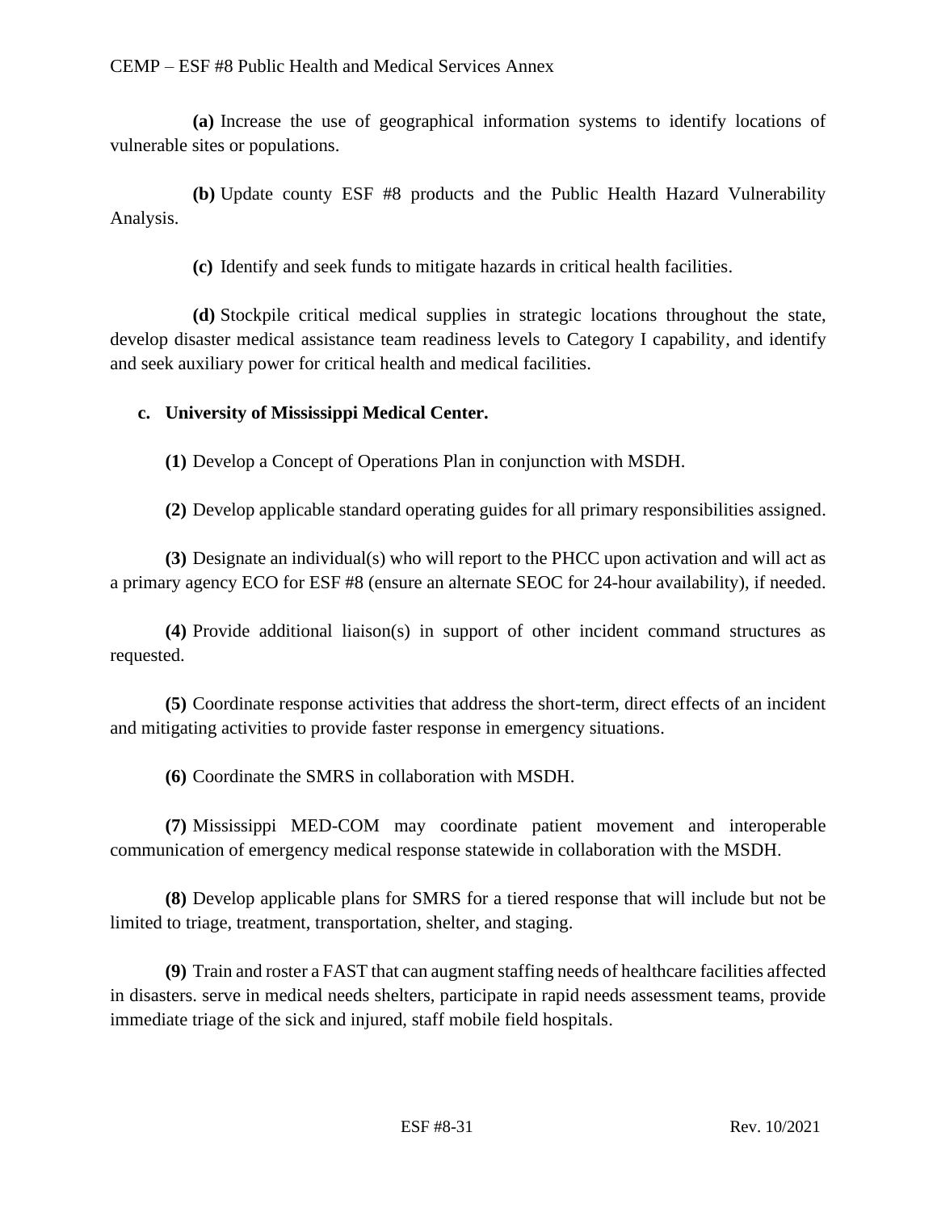**(a)** Increase the use of geographical information systems to identify locations of vulnerable sites or populations.

**(b)** Update county ESF #8 products and the Public Health Hazard Vulnerability Analysis.

**(c)** Identify and seek funds to mitigate hazards in critical health facilities.

**(d)** Stockpile critical medical supplies in strategic locations throughout the state, develop disaster medical assistance team readiness levels to Category I capability, and identify and seek auxiliary power for critical health and medical facilities.

**c. University of Mississippi Medical Center.**

**(1)** Develop a Concept of Operations Plan in conjunction with MSDH.

**(2)** Develop applicable standard operating guides for all primary responsibilities assigned.

**(3)** Designate an individual(s) who will report to the PHCC upon activation and will act as a primary agency ECO for ESF #8 (ensure an alternate SEOC for 24-hour availability), if needed.

**(4)** Provide additional liaison(s) in support of other incident command structures as requested.

**(5)** Coordinate response activities that address the short-term, direct effects of an incident and mitigating activities to provide faster response in emergency situations.

**(6)** Coordinate the SMRS in collaboration with MSDH.

**(7)** Mississippi MED-COM may coordinate patient movement and interoperable communication of emergency medical response statewide in collaboration with the MSDH.

**(8)** Develop applicable plans for SMRS for a tiered response that will include but not be limited to triage, treatment, transportation, shelter, and staging.

**(9)** Train and roster a FAST that can augment staffing needs of healthcare facilities affected in disasters. serve in medical needs shelters, participate in rapid needs assessment teams, provide immediate triage of the sick and injured, staff mobile field hospitals.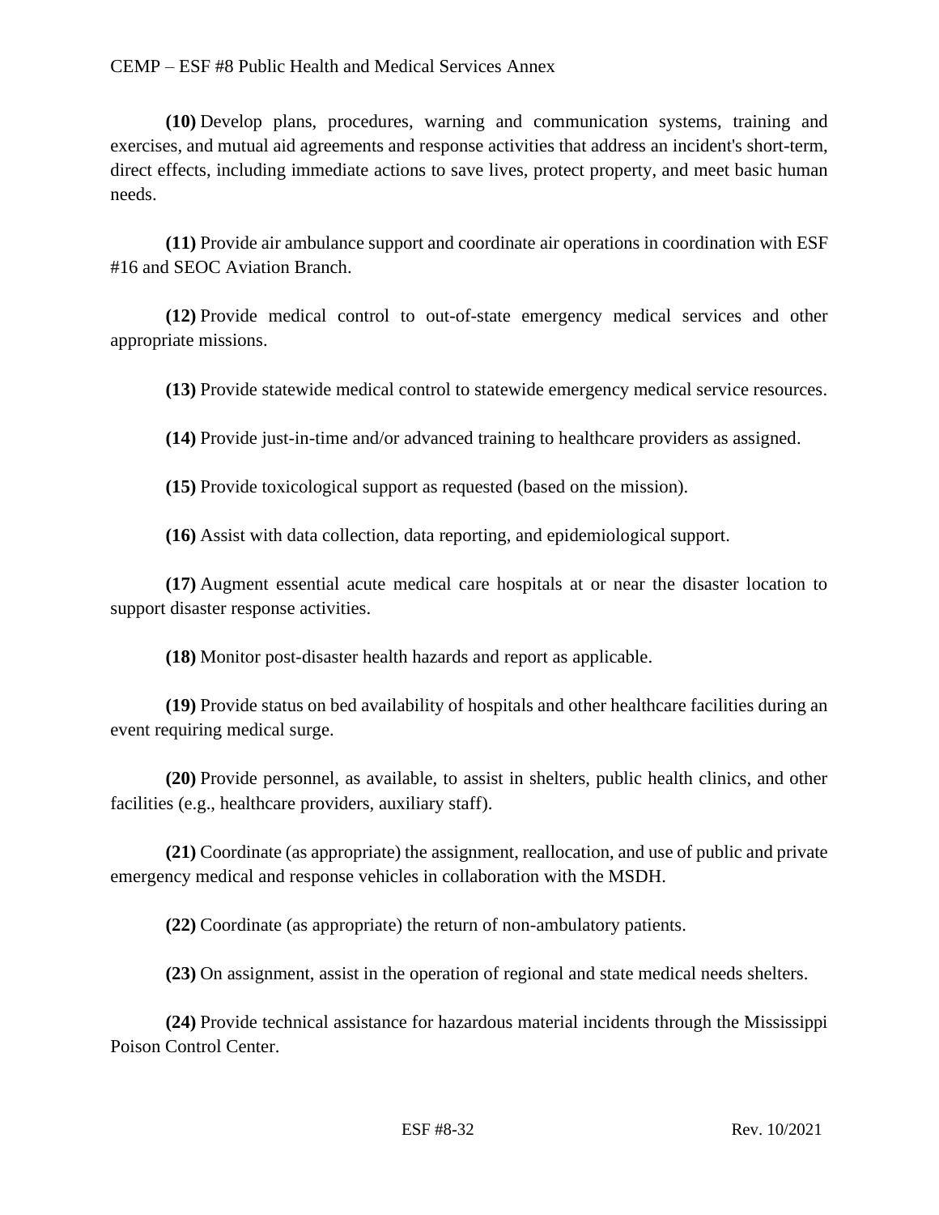**(10)** Develop plans, procedures, warning and communication systems, training and exercises, and mutual aid agreements and response activities that address an incident's short-term, direct effects, including immediate actions to save lives, protect property, and meet basic human needs.

**(11)** Provide air ambulance support and coordinate air operations in coordination with ESF #16 and SEOC Aviation Branch.

**(12)** Provide medical control to out-of-state emergency medical services and other appropriate missions.

**(13)** Provide statewide medical control to statewide emergency medical service resources.

**(14)** Provide just-in-time and/or advanced training to healthcare providers as assigned.

**(15)** Provide toxicological support as requested (based on the mission).

**(16)** Assist with data collection, data reporting, and epidemiological support.

**(17)** Augment essential acute medical care hospitals at or near the disaster location to support disaster response activities.

**(18)** Monitor post-disaster health hazards and report as applicable.

**(19)** Provide status on bed availability of hospitals and other healthcare facilities during an event requiring medical surge.

**(20)** Provide personnel, as available, to assist in shelters, public health clinics, and other facilities (e.g., healthcare providers, auxiliary staff).

**(21)** Coordinate (as appropriate) the assignment, reallocation, and use of public and private emergency medical and response vehicles in collaboration with the MSDH.

**(22)** Coordinate (as appropriate) the return of non-ambulatory patients.

**(23)** On assignment, assist in the operation of regional and state medical needs shelters.

**(24)** Provide technical assistance for hazardous material incidents through the Mississippi Poison Control Center.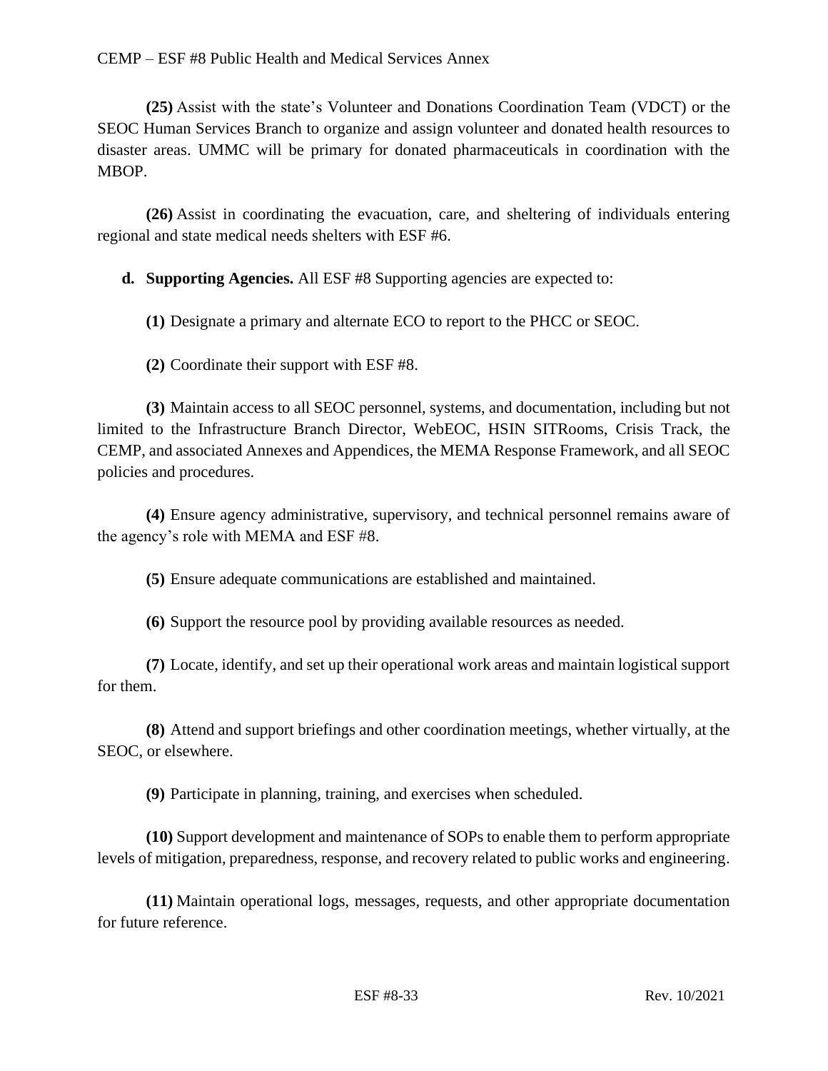**(25)** Assist with the state's Volunteer and Donations Coordination Team (VDCT) or the SEOC Human Services Branch to organize and assign volunteer and donated health resources to disaster areas. UMMC will be primary for donated pharmaceuticals in coordination with the MBOP.

**(26)** Assist in coordinating the evacuation, care, and sheltering of individuals entering regional and state medical needs shelters with ESF #6.

**d. Supporting Agencies.** All ESF #8 Supporting agencies are expected to:

**(1)** Designate a primary and alternate ECO to report to the PHCC or SEOC.

**(2)** Coordinate their support with ESF #8.

**(3)** Maintain access to all SEOC personnel, systems, and documentation, including but not limited to the Infrastructure Branch Director, WebEOC, HSIN SITRooms, Crisis Track, the CEMP, and associated Annexes and Appendices, the MEMA Response Framework, and all SEOC policies and procedures.

**(4)** Ensure agency administrative, supervisory, and technical personnel remains aware of the agency's role with MEMA and ESF #8.

**(5)** Ensure adequate communications are established and maintained.

**(6)** Support the resource pool by providing available resources as needed.

**(7)** Locate, identify, and set up their operational work areas and maintain logistical support for them.

**(8)** Attend and support briefings and other coordination meetings, whether virtually, at the SEOC, or elsewhere.

**(9)** Participate in planning, training, and exercises when scheduled.

**(10)** Support development and maintenance of SOPs to enable them to perform appropriate levels of mitigation, preparedness, response, and recovery related to public works and engineering.

**(11)** Maintain operational logs, messages, requests, and other appropriate documentation for future reference.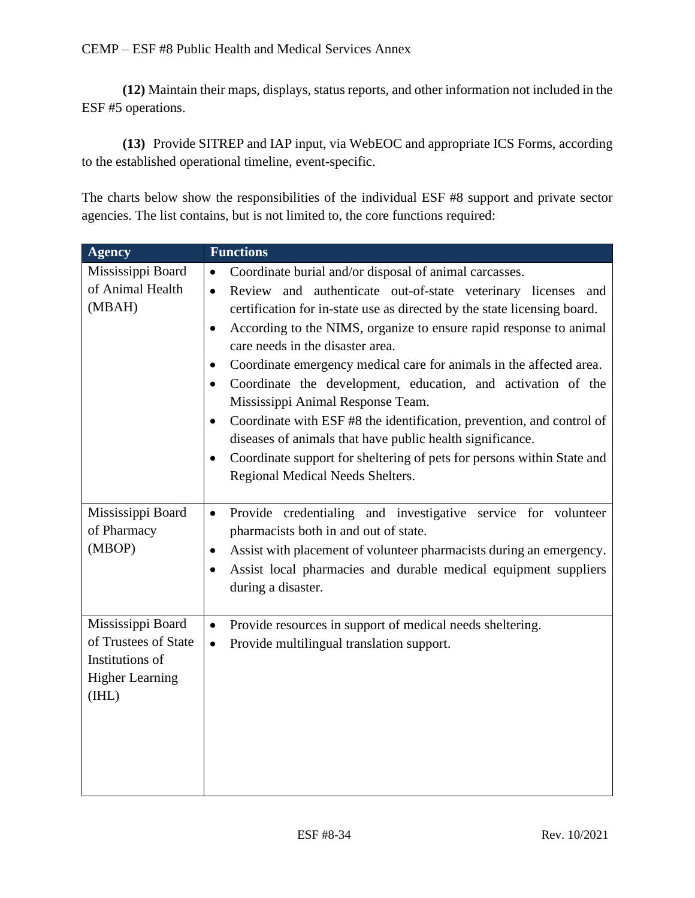**(12)** Maintain their maps, displays, status reports, and other information not included in the ESF #5 operations.

**(13)** Provide SITREP and IAP input, via WebEOC and appropriate ICS Forms, according to the established operational timeline, event-specific.

The charts below show the responsibilities of the individual ESF #8 support and private sector agencies. The list contains, but is not limited to, the core functions required:

| Agency | Functions |
| --- | --- |
| Mississippi Board of Animal Health (MBAH) | • Coordinate burial and/or disposal of animal carcasses.<br>• Review and authenticate out-of-state veterinary licenses and certification for in-state use as directed by the state licensing board.<br>• According to the NIMS, organize to ensure rapid response to animal care needs in the disaster area.<br>• Coordinate emergency medical care for animals in the affected area.<br>• Coordinate the development, education, and activation of the Mississippi Animal Response Team.<br>• Coordinate with ESF #8 the identification, prevention, and control of diseases of animals that have public health significance.<br>• Coordinate support for sheltering of pets for persons within State and Regional Medical Needs Shelters. |
| Mississippi Board of Pharmacy (MBOP) | • Provide credentialing and investigative service for volunteer pharmacists both in and out of state.<br>• Assist with placement of volunteer pharmacists during an emergency.<br>• Assist local pharmacies and durable medical equipment suppliers during a disaster. |
| Mississippi Board of Trustees of State Institutions of Higher Learning (IHL) | • Provide resources in support of medical needs sheltering.<br>• Provide multilingual translation support. |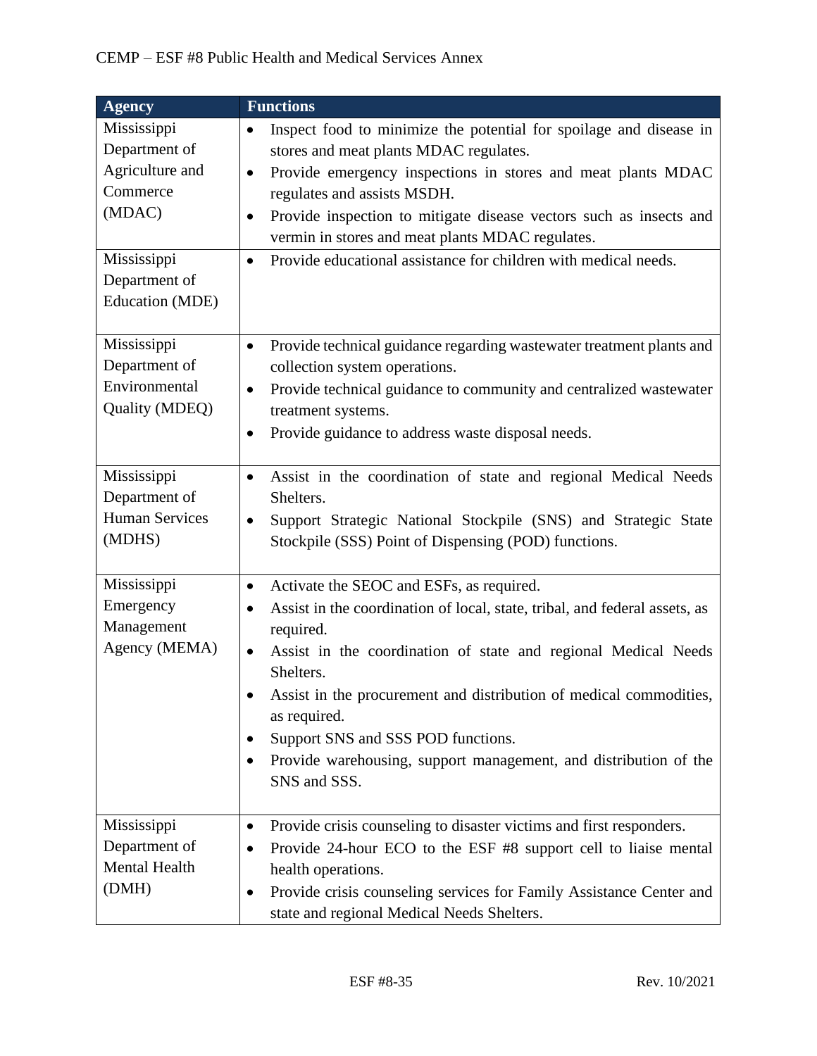| Agency | Functions |
|---|---|
| Mississippi Department of Agriculture and Commerce (MDAC) | • Inspect food to minimize the potential for spoilage and disease in stores and meat plants MDAC regulates.<br>• Provide emergency inspections in stores and meat plants MDAC regulates and assists MSDH.<br>• Provide inspection to mitigate disease vectors such as insects and vermin in stores and meat plants MDAC regulates. |
| Mississippi Department of Education (MDE) | • Provide educational assistance for children with medical needs. |
| Mississippi Department of Environmental Quality (MDEQ) | • Provide technical guidance regarding wastewater treatment plants and collection system operations.<br>• Provide technical guidance to community and centralized wastewater treatment systems.<br>• Provide guidance to address waste disposal needs. |
| Mississippi Department of Human Services (MDHS) | • Assist in the coordination of state and regional Medical Needs Shelters.<br>• Support Strategic National Stockpile (SNS) and Strategic State Stockpile (SSS) Point of Dispensing (POD) functions. |
| Mississippi Emergency Management Agency (MEMA) | • Activate the SEOC and ESFs, as required.<br>• Assist in the coordination of local, state, tribal, and federal assets, as required.<br>• Assist in the coordination of state and regional Medical Needs Shelters.<br>• Assist in the procurement and distribution of medical commodities, as required.<br>• Support SNS and SSS POD functions.<br>• Provide warehousing, support management, and distribution of the SNS and SSS. |
| Mississippi Department of Mental Health (DMH) | • Provide crisis counseling to disaster victims and first responders.<br>• Provide 24-hour ECO to the ESF #8 support cell to liaise mental health operations.<br>• Provide crisis counseling services for Family Assistance Center and state and regional Medical Needs Shelters. |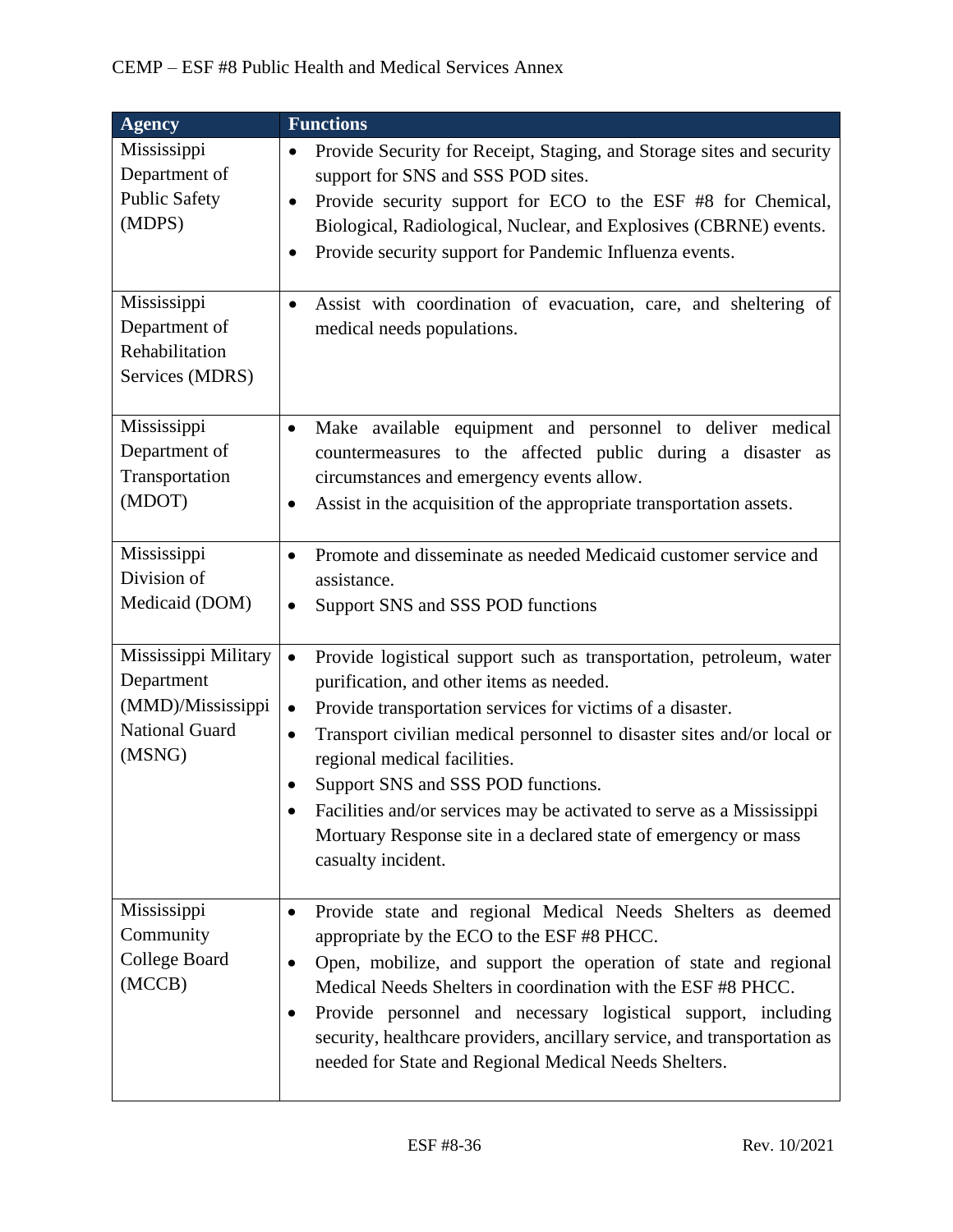| Agency | Functions |
| --- | --- |
| Mississippi Department of Public Safety (MDPS) | • Provide Security for Receipt, Staging, and Storage sites and security support for SNS and SSS POD sites.<br>• Provide security support for ECO to the ESF #8 for Chemical, Biological, Radiological, Nuclear, and Explosives (CBRNE) events.<br>• Provide security support for Pandemic Influenza events. |
| Mississippi Department of Rehabilitation Services (MDRS) | • Assist with coordination of evacuation, care, and sheltering of medical needs populations. |
| Mississippi Department of Transportation (MDOT) | • Make available equipment and personnel to deliver medical countermeasures to the affected public during a disaster as circumstances and emergency events allow.<br>• Assist in the acquisition of the appropriate transportation assets. |
| Mississippi Division of Medicaid (DOM) | • Promote and disseminate as needed Medicaid customer service and assistance.<br>• Support SNS and SSS POD functions |
| Mississippi Military Department (MMD)/Mississippi National Guard (MSNG) | • Provide logistical support such as transportation, petroleum, water purification, and other items as needed.<br>• Provide transportation services for victims of a disaster.<br>• Transport civilian medical personnel to disaster sites and/or local or regional medical facilities.<br>• Support SNS and SSS POD functions.<br>• Facilities and/or services may be activated to serve as a Mississippi Mortuary Response site in a declared state of emergency or mass casualty incident. |
| Mississippi Community College Board (MCCB) | • Provide state and regional Medical Needs Shelters as deemed appropriate by the ECO to the ESF #8 PHCC.<br>• Open, mobilize, and support the operation of state and regional Medical Needs Shelters in coordination with the ESF #8 PHCC.<br>• Provide personnel and necessary logistical support, including security, healthcare providers, ancillary service, and transportation as needed for State and Regional Medical Needs Shelters. |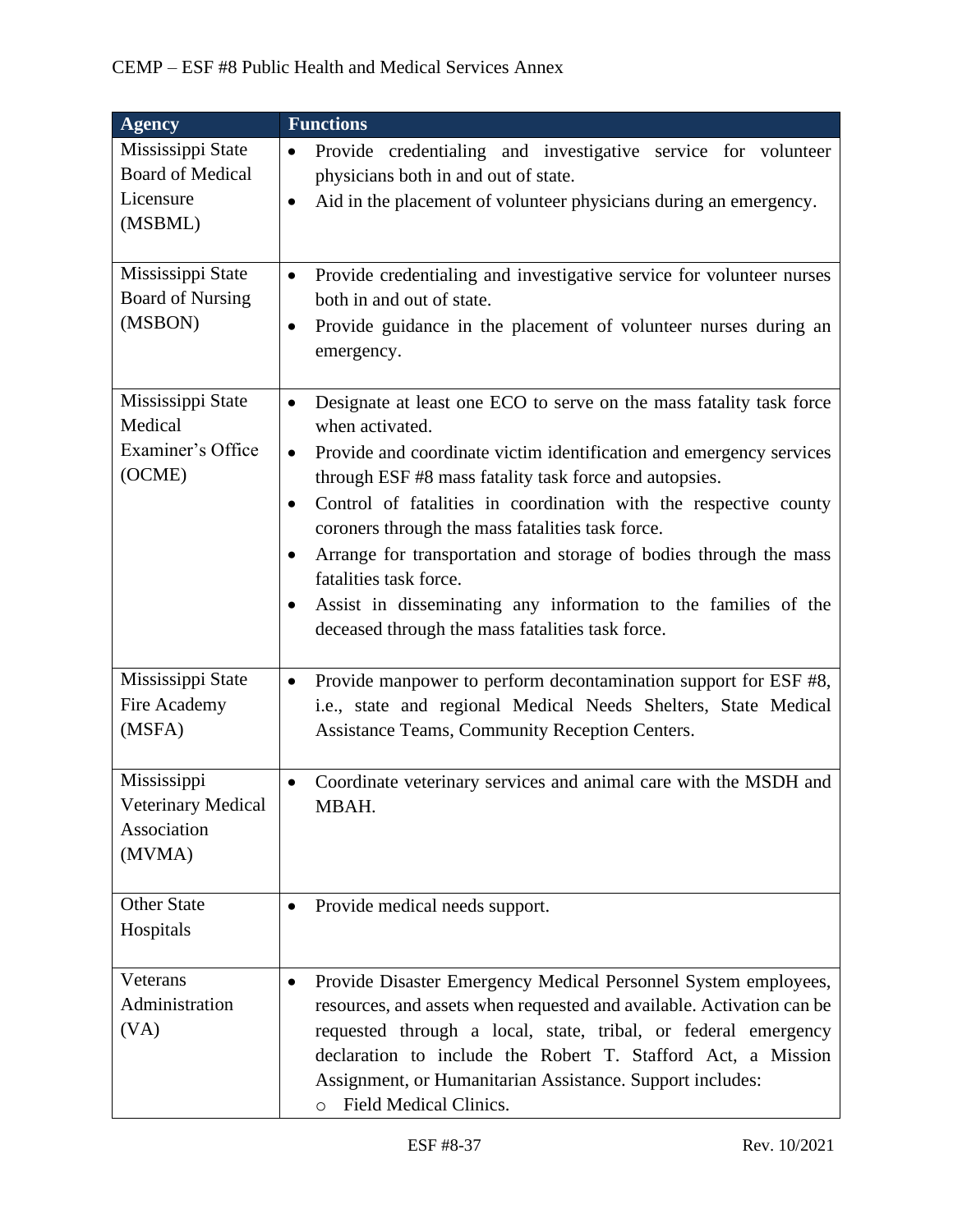| Agency | Functions |
|---|---|
| Mississippi State Board of Medical Licensure (MSBML) | • Provide credentialing and investigative service for volunteer physicians both in and out of state.<br>• Aid in the placement of volunteer physicians during an emergency. |
| Mississippi State Board of Nursing (MSBON) | • Provide credentialing and investigative service for volunteer nurses both in and out of state.<br>• Provide guidance in the placement of volunteer nurses during an emergency. |
| Mississippi State Medical Examiner's Office (OCME) | • Designate at least one ECO to serve on the mass fatality task force when activated.<br>• Provide and coordinate victim identification and emergency services through ESF #8 mass fatality task force and autopsies.<br>• Control of fatalities in coordination with the respective county coroners through the mass fatalities task force.<br>• Arrange for transportation and storage of bodies through the mass fatalities task force.<br>• Assist in disseminating any information to the families of the deceased through the mass fatalities task force. |
| Mississippi State Fire Academy (MSFA) | • Provide manpower to perform decontamination support for ESF #8, i.e., state and regional Medical Needs Shelters, State Medical Assistance Teams, Community Reception Centers. |
| Mississippi Veterinary Medical Association (MVMA) | • Coordinate veterinary services and animal care with the MSDH and MBAH. |
| Other State Hospitals | • Provide medical needs support. |
| Veterans Administration (VA) | • Provide Disaster Emergency Medical Personnel System employees, resources, and assets when requested and available. Activation can be requested through a local, state, tribal, or federal emergency declaration to include the Robert T. Stafford Act, a Mission Assignment, or Humanitarian Assistance. Support includes:<br>  ○ Field Medical Clinics. |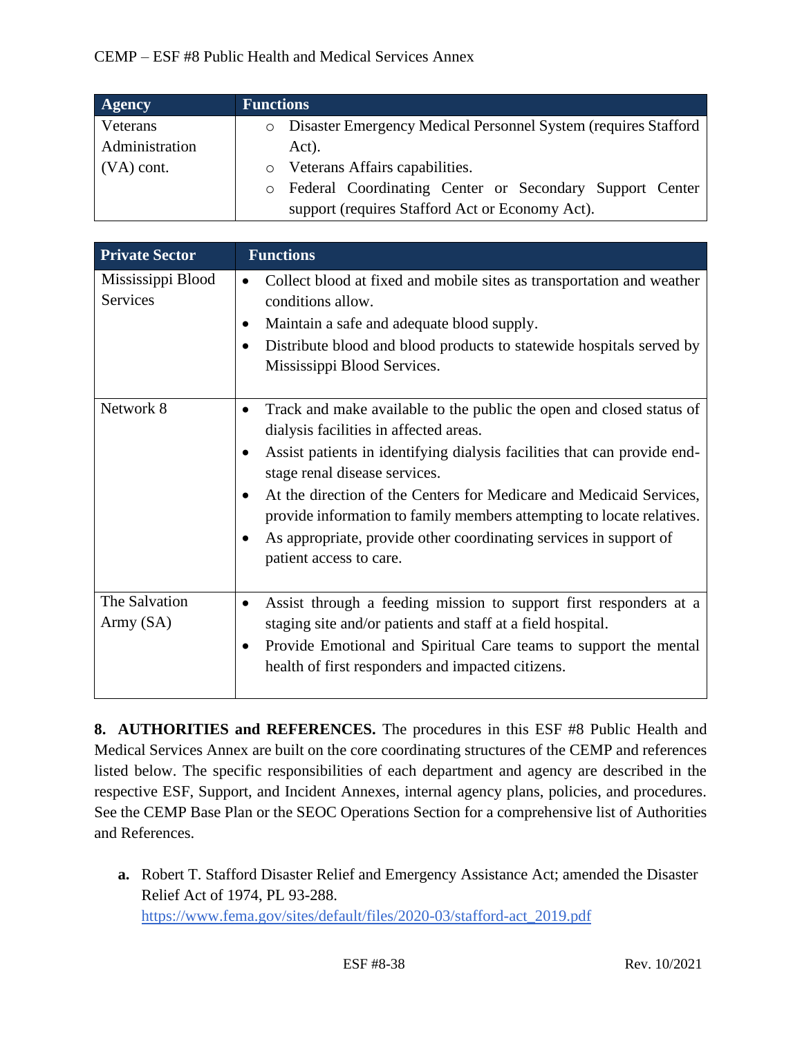| Agency | Functions |
|---|---|
| Veterans Administration (VA) cont. | ○ Disaster Emergency Medical Personnel System (requires Stafford Act).<br>○ Veterans Affairs capabilities.<br>○ Federal Coordinating Center or Secondary Support Center support (requires Stafford Act or Economy Act). |

| Private Sector | Functions |
|---|---|
| Mississippi Blood Services | • Collect blood at fixed and mobile sites as transportation and weather conditions allow.<br>• Maintain a safe and adequate blood supply.<br>• Distribute blood and blood products to statewide hospitals served by Mississippi Blood Services. |
| Network 8 | • Track and make available to the public the open and closed status of dialysis facilities in affected areas.<br>• Assist patients in identifying dialysis facilities that can provide end-stage renal disease services.<br>• At the direction of the Centers for Medicare and Medicaid Services, provide information to family members attempting to locate relatives.<br>• As appropriate, provide other coordinating services in support of patient access to care. |
| The Salvation Army (SA) | • Assist through a feeding mission to support first responders at a staging site and/or patients and staff at a field hospital.<br>• Provide Emotional and Spiritual Care teams to support the mental health of first responders and impacted citizens. |

**8. AUTHORITIES and REFERENCES.** The procedures in this ESF #8 Public Health and Medical Services Annex are built on the core coordinating structures of the CEMP and references listed below. The specific responsibilities of each department and agency are described in the respective ESF, Support, and Incident Annexes, internal agency plans, policies, and procedures. See the CEMP Base Plan or the SEOC Operations Section for a comprehensive list of Authorities and References.

**a.** Robert T. Stafford Disaster Relief and Emergency Assistance Act; amended the Disaster Relief Act of 1974, PL 93-288. https://www.fema.gov/sites/default/files/2020-03/stafford-act_2019.pdf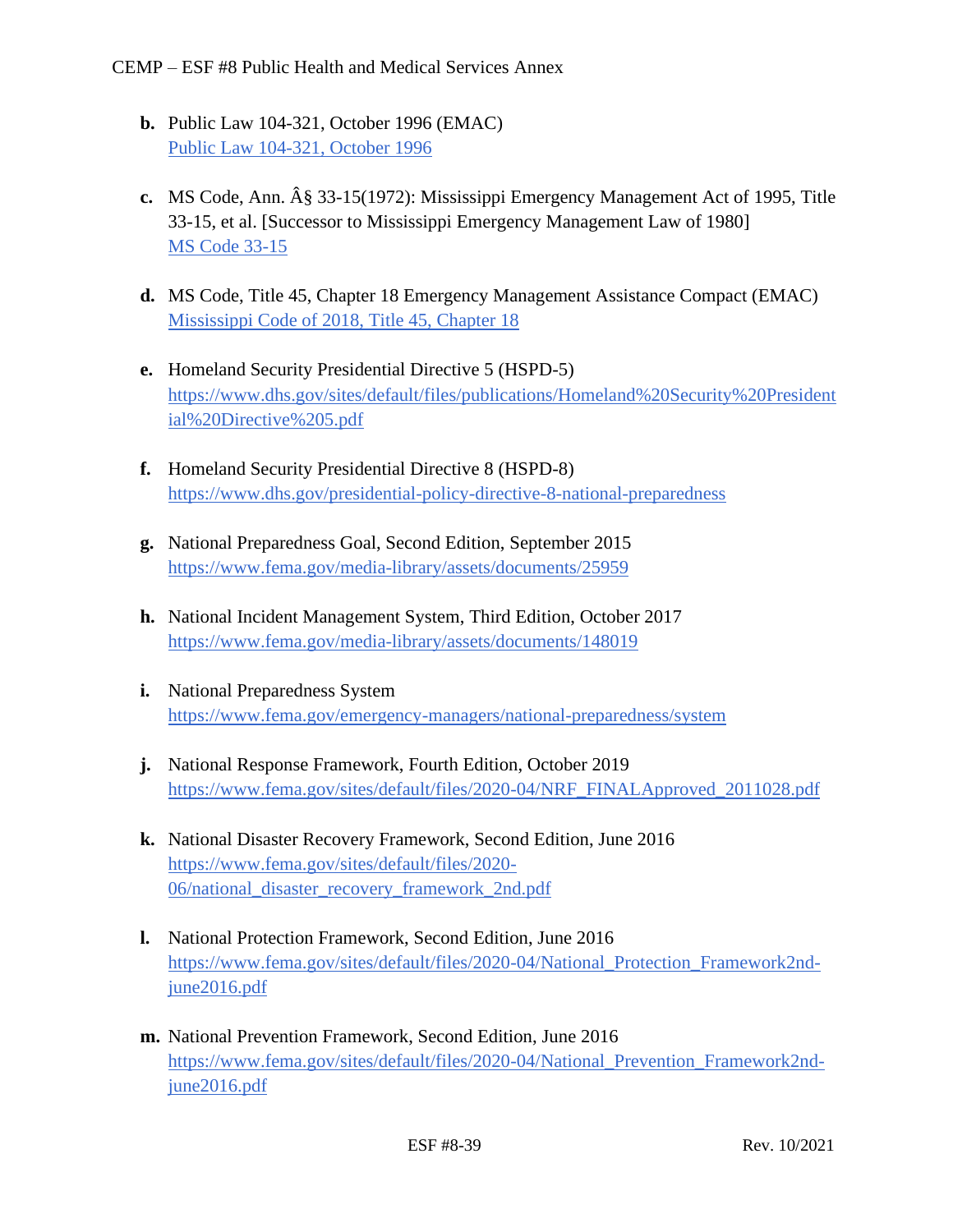b. Public Law 104-321, October 1996 (EMAC)
   Public Law 104-321, October 1996

c. MS Code, Ann. Â§ 33-15(1972): Mississippi Emergency Management Act of 1995, Title 33-15, et al. [Successor to Mississippi Emergency Management Law of 1980]
   MS Code 33-15

d. MS Code, Title 45, Chapter 18 Emergency Management Assistance Compact (EMAC)
   Mississippi Code of 2018, Title 45, Chapter 18

e. Homeland Security Presidential Directive 5 (HSPD-5)
   https://www.dhs.gov/sites/default/files/publications/Homeland%20Security%20Presidential%20Directive%205.pdf

f. Homeland Security Presidential Directive 8 (HSPD-8)
   https://www.dhs.gov/presidential-policy-directive-8-national-preparedness

g. National Preparedness Goal, Second Edition, September 2015
   https://www.fema.gov/media-library/assets/documents/25959

h. National Incident Management System, Third Edition, October 2017
   https://www.fema.gov/media-library/assets/documents/148019

i. National Preparedness System
   https://www.fema.gov/emergency-managers/national-preparedness/system

j. National Response Framework, Fourth Edition, October 2019
   https://www.fema.gov/sites/default/files/2020-04/NRF_FINALApproved_2011028.pdf

k. National Disaster Recovery Framework, Second Edition, June 2016
   https://www.fema.gov/sites/default/files/2020-06/national_disaster_recovery_framework_2nd.pdf

l. National Protection Framework, Second Edition, June 2016
   https://www.fema.gov/sites/default/files/2020-04/National_Protection_Framework2nd-june2016.pdf

m. National Prevention Framework, Second Edition, June 2016
   https://www.fema.gov/sites/default/files/2020-04/National_Prevention_Framework2nd-june2016.pdf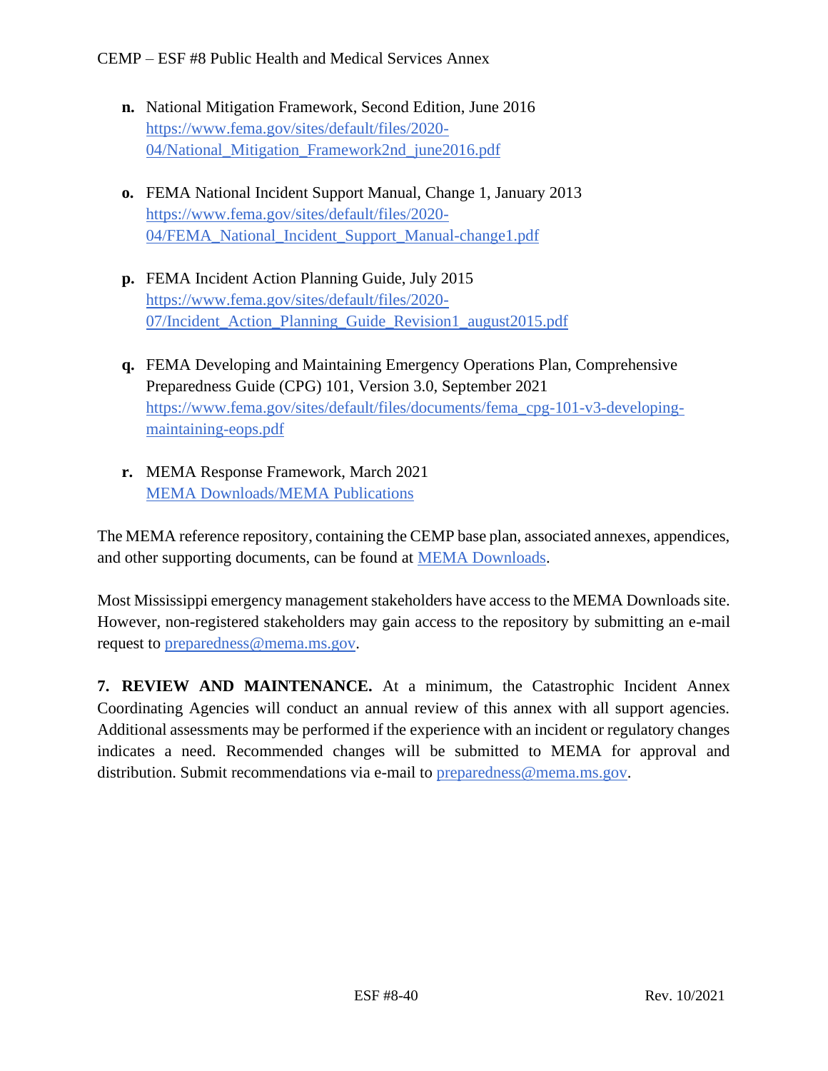**n.** National Mitigation Framework, Second Edition, June 2016
[https://www.fema.gov/sites/default/files/2020-04/National_Mitigation_Framework2nd_june2016.pdf](https://www.fema.gov/sites/default/files/2020-04/National_Mitigation_Framework2nd_june2016.pdf)

**o.** FEMA National Incident Support Manual, Change 1, January 2013
[https://www.fema.gov/sites/default/files/2020-04/FEMA_National_Incident_Support_Manual-change1.pdf](https://www.fema.gov/sites/default/files/2020-04/FEMA_National_Incident_Support_Manual-change1.pdf)

**p.** FEMA Incident Action Planning Guide, July 2015
[https://www.fema.gov/sites/default/files/2020-07/Incident_Action_Planning_Guide_Revision1_august2015.pdf](https://www.fema.gov/sites/default/files/2020-07/Incident_Action_Planning_Guide_Revision1_august2015.pdf)

**q.** FEMA Developing and Maintaining Emergency Operations Plan, Comprehensive Preparedness Guide (CPG) 101, Version 3.0, September 2021
[https://www.fema.gov/sites/default/files/documents/fema_cpg-101-v3-developing-maintaining-eops.pdf](https://www.fema.gov/sites/default/files/documents/fema_cpg-101-v3-developing-maintaining-eops.pdf)

**r.** MEMA Response Framework, March 2021
MEMA Downloads/MEMA Publications

The MEMA reference repository, containing the CEMP base plan, associated annexes, appendices, and other supporting documents, can be found at MEMA Downloads.

Most Mississippi emergency management stakeholders have access to the MEMA Downloads site. However, non-registered stakeholders may gain access to the repository by submitting an e-mail request to preparedness@mema.ms.gov.

**7. REVIEW AND MAINTENANCE.** At a minimum, the Catastrophic Incident Annex Coordinating Agencies will conduct an annual review of this annex with all support agencies. Additional assessments may be performed if the experience with an incident or regulatory changes indicates a need. Recommended changes will be submitted to MEMA for approval and distribution. Submit recommendations via e-mail to preparedness@mema.ms.gov.